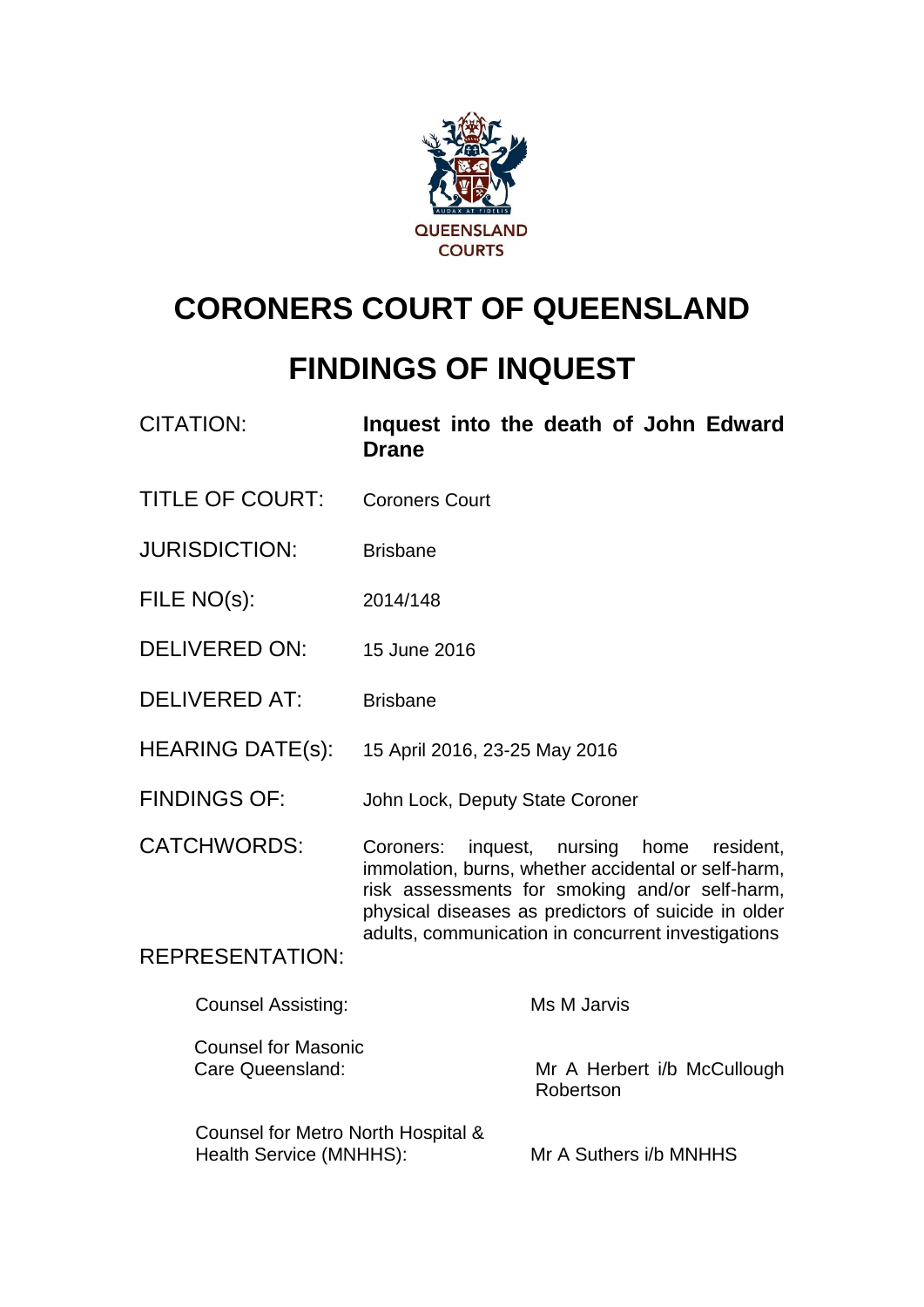QUEENSLAND COURTS

# CORONERS COURT OF QUEENSLAND

# FINDINGS OF INQUEST

| | |
|---|---|
| CITATION: | **Inquest into the death of John Edward Drane** |
| TITLE OF COURT: | Coroners Court |
| JURISDICTION: | Brisbane |
| FILE NO(s): | 2014/148 |
| DELIVERED ON: | 15 June 2016 |
| DELIVERED AT: | Brisbane |
| HEARING DATE(s): | 15 April 2016, 23-25 May 2016 |
| FINDINGS OF: | John Lock, Deputy State Coroner |
| CATCHWORDS: | Coroners: inquest, nursing home resident, immolation, burns, whether accidental or self-harm, risk assessments for smoking and/or self-harm, physical diseases as predictors of suicide in older adults, communication in concurrent investigations |

REPRESENTATION:

| | |
|---|---|
| Counsel Assisting: | Ms M Jarvis |
| Counsel for Masonic Care Queensland: | Mr A Herbert i/b McCullough Robertson |
| Counsel for Metro North Hospital & Health Service (MNHHS): | Mr A Suthers i/b MNHHS |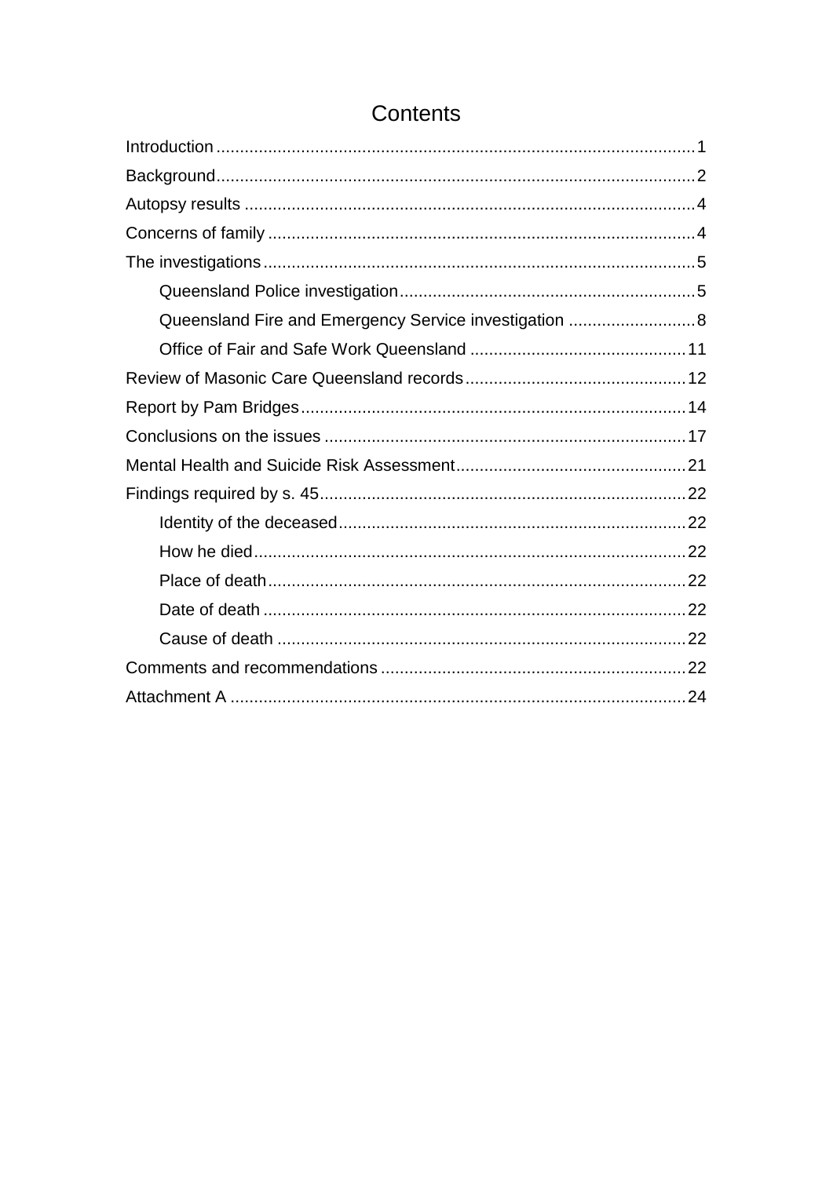# Contents

Introduction ..................................................................................................... 1
Background..................................................................................................... 2
Autopsy results ............................................................................................... 4
Concerns of family .......................................................................................... 4
The investigations ........................................................................................... 5
    Queensland Police investigation .............................................................. 5
    Queensland Fire and Emergency Service investigation ........................... 8
    Office of Fair and Safe Work Queensland ............................................. 11
Review of Masonic Care Queensland records ............................................... 12
Report by Pam Bridges ................................................................................. 14
Conclusions on the issues ............................................................................ 17
Mental Health and Suicide Risk Assessment ................................................. 21
Findings required by s. 45 ............................................................................. 22
    Identity of the deceased ......................................................................... 22
    How he died ........................................................................................... 22
    Place of death ........................................................................................ 22
    Date of death ......................................................................................... 22
    Cause of death ...................................................................................... 22
Comments and recommendations ................................................................ 22
Attachment A ................................................................................................ 24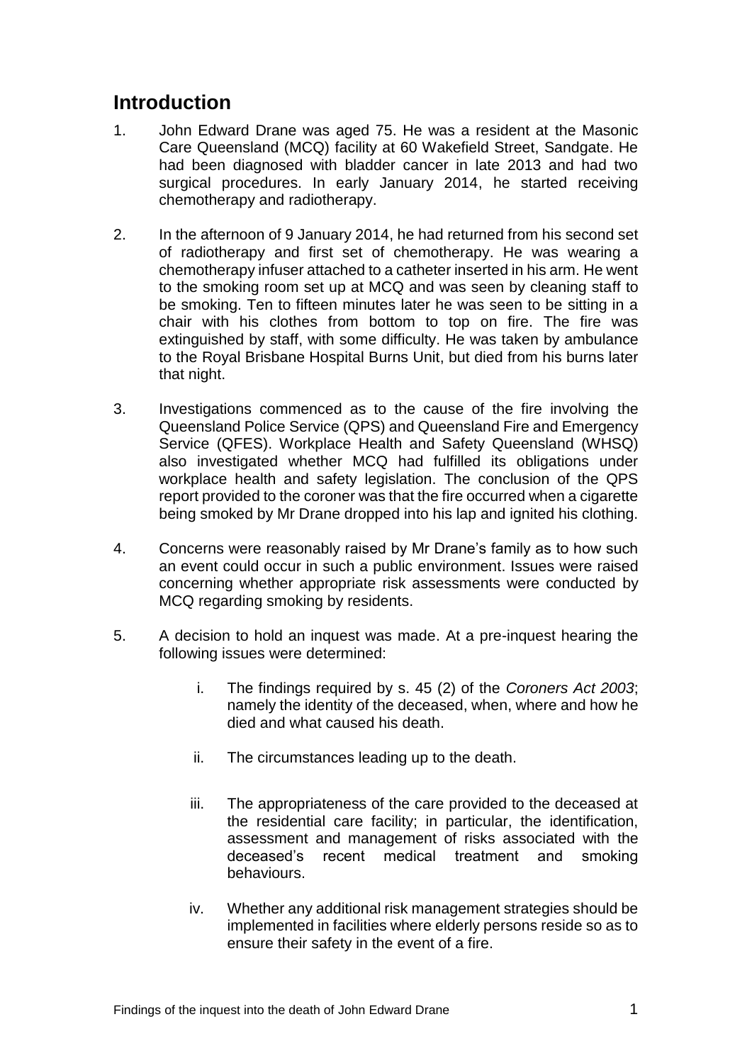## Introduction

1. John Edward Drane was aged 75. He was a resident at the Masonic Care Queensland (MCQ) facility at 60 Wakefield Street, Sandgate. He had been diagnosed with bladder cancer in late 2013 and had two surgical procedures. In early January 2014, he started receiving chemotherapy and radiotherapy.

2. In the afternoon of 9 January 2014, he had returned from his second set of radiotherapy and first set of chemotherapy. He was wearing a chemotherapy infuser attached to a catheter inserted in his arm. He went to the smoking room set up at MCQ and was seen by cleaning staff to be smoking. Ten to fifteen minutes later he was seen to be sitting in a chair with his clothes from bottom to top on fire. The fire was extinguished by staff, with some difficulty. He was taken by ambulance to the Royal Brisbane Hospital Burns Unit, but died from his burns later that night.

3. Investigations commenced as to the cause of the fire involving the Queensland Police Service (QPS) and Queensland Fire and Emergency Service (QFES). Workplace Health and Safety Queensland (WHSQ) also investigated whether MCQ had fulfilled its obligations under workplace health and safety legislation. The conclusion of the QPS report provided to the coroner was that the fire occurred when a cigarette being smoked by Mr Drane dropped into his lap and ignited his clothing.

4. Concerns were reasonably raised by Mr Drane's family as to how such an event could occur in such a public environment. Issues were raised concerning whether appropriate risk assessments were conducted by MCQ regarding smoking by residents.

5. A decision to hold an inquest was made. At a pre-inquest hearing the following issues were determined:

   i. The findings required by s. 45 (2) of the *Coroners Act 2003*; namely the identity of the deceased, when, where and how he died and what caused his death.

   ii. The circumstances leading up to the death.

   iii. The appropriateness of the care provided to the deceased at the residential care facility; in particular, the identification, assessment and management of risks associated with the deceased's recent medical treatment and smoking behaviours.

   iv. Whether any additional risk management strategies should be implemented in facilities where elderly persons reside so as to ensure their safety in the event of a fire.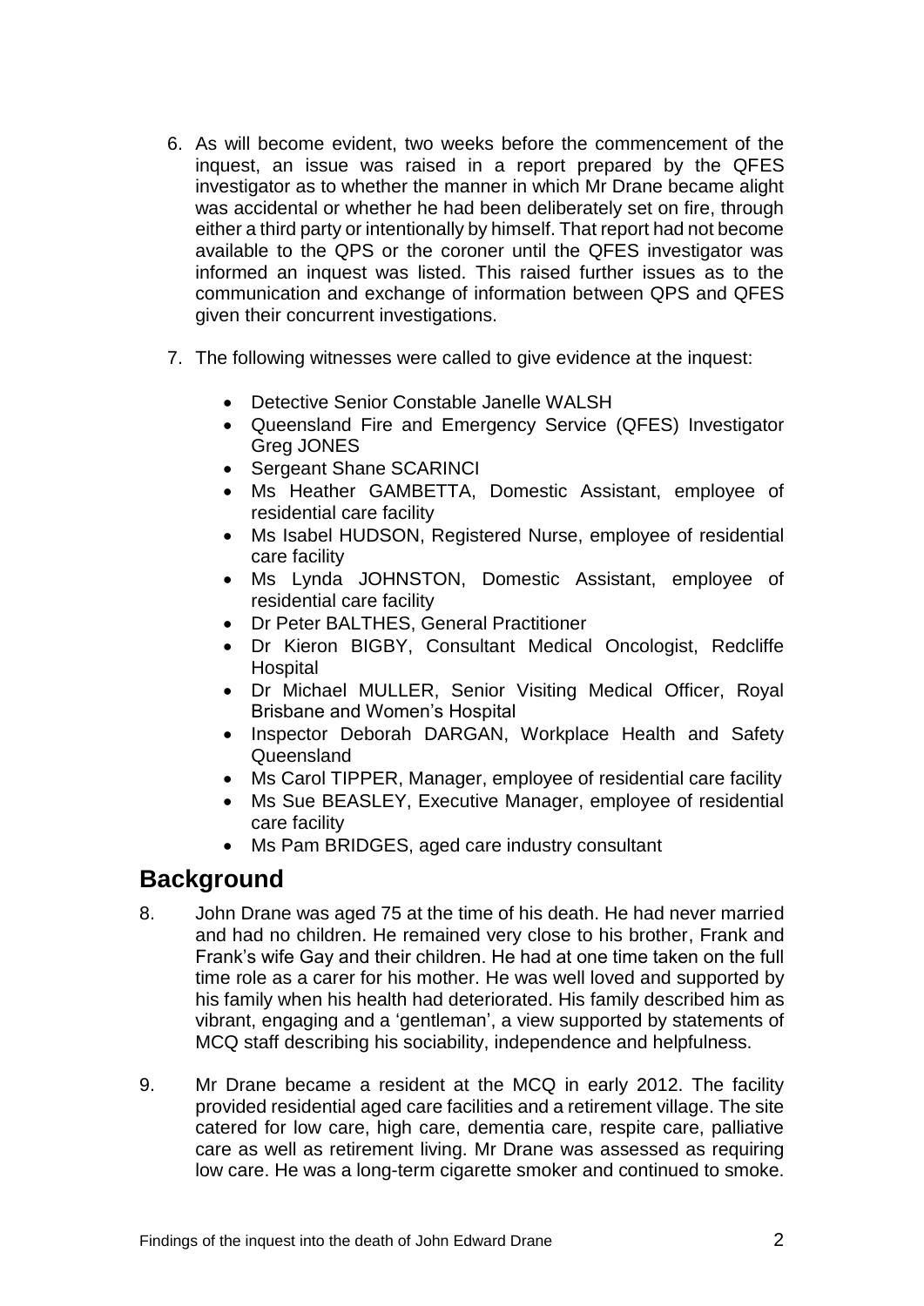6. As will become evident, two weeks before the commencement of the inquest, an issue was raised in a report prepared by the QFES investigator as to whether the manner in which Mr Drane became alight was accidental or whether he had been deliberately set on fire, through either a third party or intentionally by himself. That report had not become available to the QPS or the coroner until the QFES investigator was informed an inquest was listed. This raised further issues as to the communication and exchange of information between QPS and QFES given their concurrent investigations.

7. The following witnesses were called to give evidence at the inquest:

   - Detective Senior Constable Janelle WALSH
   - Queensland Fire and Emergency Service (QFES) Investigator Greg JONES
   - Sergeant Shane SCARINCI
   - Ms Heather GAMBETTA, Domestic Assistant, employee of residential care facility
   - Ms Isabel HUDSON, Registered Nurse, employee of residential care facility
   - Ms Lynda JOHNSTON, Domestic Assistant, employee of residential care facility
   - Dr Peter BALTHES, General Practitioner
   - Dr Kieron BIGBY, Consultant Medical Oncologist, Redcliffe Hospital
   - Dr Michael MULLER, Senior Visiting Medical Officer, Royal Brisbane and Women's Hospital
   - Inspector Deborah DARGAN, Workplace Health and Safety Queensland
   - Ms Carol TIPPER, Manager, employee of residential care facility
   - Ms Sue BEASLEY, Executive Manager, employee of residential care facility
   - Ms Pam BRIDGES, aged care industry consultant

## Background

8. John Drane was aged 75 at the time of his death. He had never married and had no children. He remained very close to his brother, Frank and Frank's wife Gay and their children. He had at one time taken on the full time role as a carer for his mother. He was well loved and supported by his family when his health had deteriorated. His family described him as vibrant, engaging and a 'gentleman', a view supported by statements of MCQ staff describing his sociability, independence and helpfulness.

9. Mr Drane became a resident at the MCQ in early 2012. The facility provided residential aged care facilities and a retirement village. The site catered for low care, high care, dementia care, respite care, palliative care as well as retirement living. Mr Drane was assessed as requiring low care. He was a long-term cigarette smoker and continued to smoke.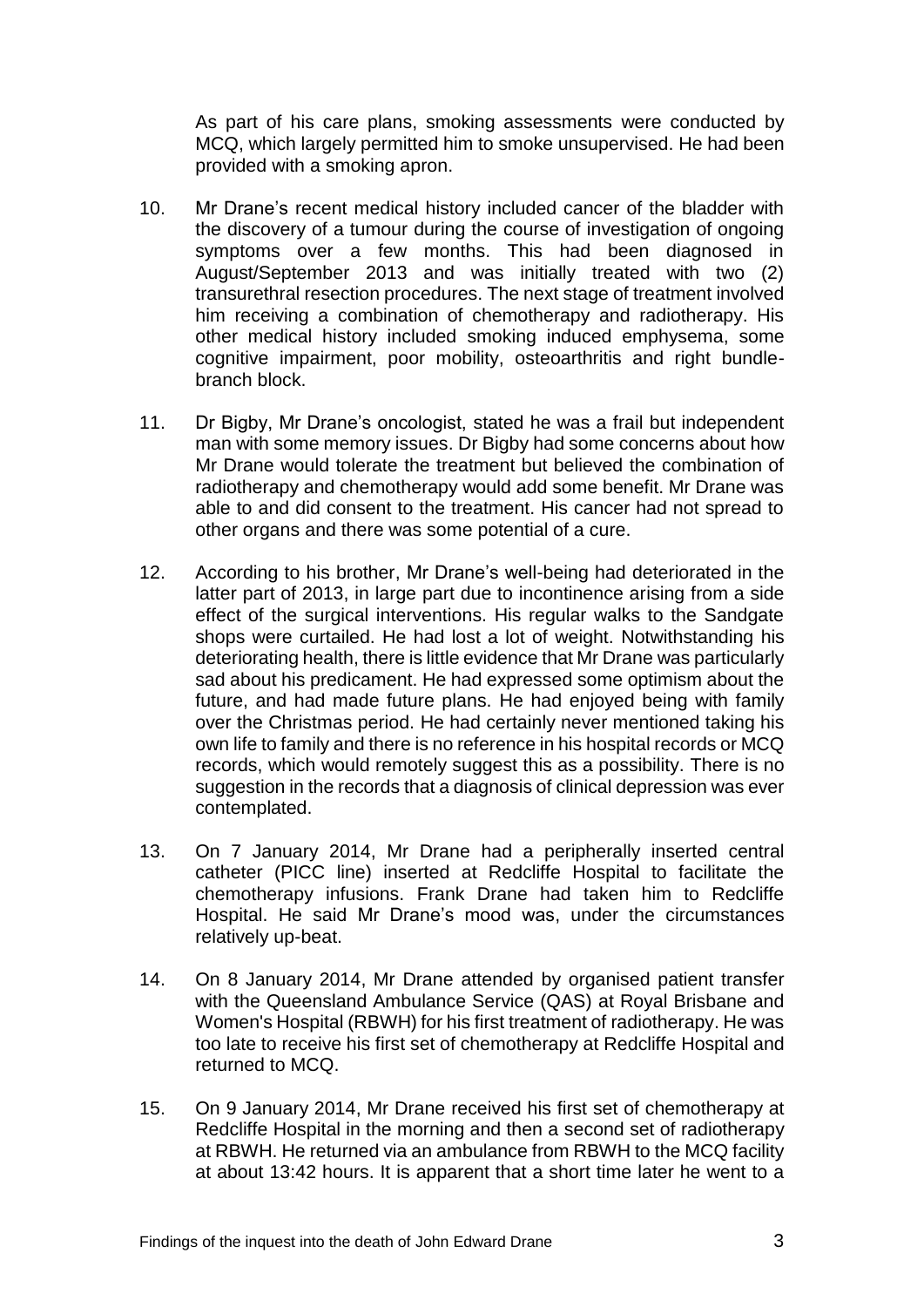As part of his care plans, smoking assessments were conducted by MCQ, which largely permitted him to smoke unsupervised. He had been provided with a smoking apron.

10. Mr Drane's recent medical history included cancer of the bladder with the discovery of a tumour during the course of investigation of ongoing symptoms over a few months. This had been diagnosed in August/September 2013 and was initially treated with two (2) transurethral resection procedures. The next stage of treatment involved him receiving a combination of chemotherapy and radiotherapy. His other medical history included smoking induced emphysema, some cognitive impairment, poor mobility, osteoarthritis and right bundle-branch block.

11. Dr Bigby, Mr Drane's oncologist, stated he was a frail but independent man with some memory issues. Dr Bigby had some concerns about how Mr Drane would tolerate the treatment but believed the combination of radiotherapy and chemotherapy would add some benefit. Mr Drane was able to and did consent to the treatment. His cancer had not spread to other organs and there was some potential of a cure.

12. According to his brother, Mr Drane's well-being had deteriorated in the latter part of 2013, in large part due to incontinence arising from a side effect of the surgical interventions. His regular walks to the Sandgate shops were curtailed. He had lost a lot of weight. Notwithstanding his deteriorating health, there is little evidence that Mr Drane was particularly sad about his predicament. He had expressed some optimism about the future, and had made future plans. He had enjoyed being with family over the Christmas period. He had certainly never mentioned taking his own life to family and there is no reference in his hospital records or MCQ records, which would remotely suggest this as a possibility. There is no suggestion in the records that a diagnosis of clinical depression was ever contemplated.

13. On 7 January 2014, Mr Drane had a peripherally inserted central catheter (PICC line) inserted at Redcliffe Hospital to facilitate the chemotherapy infusions. Frank Drane had taken him to Redcliffe Hospital. He said Mr Drane's mood was, under the circumstances relatively up-beat.

14. On 8 January 2014, Mr Drane attended by organised patient transfer with the Queensland Ambulance Service (QAS) at Royal Brisbane and Women's Hospital (RBWH) for his first treatment of radiotherapy. He was too late to receive his first set of chemotherapy at Redcliffe Hospital and returned to MCQ.

15. On 9 January 2014, Mr Drane received his first set of chemotherapy at Redcliffe Hospital in the morning and then a second set of radiotherapy at RBWH. He returned via an ambulance from RBWH to the MCQ facility at about 13:42 hours. It is apparent that a short time later he went to a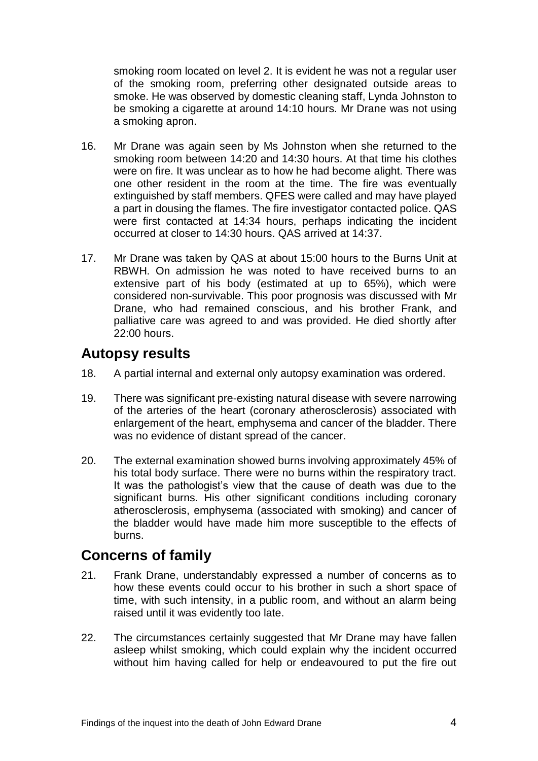smoking room located on level 2. It is evident he was not a regular user of the smoking room, preferring other designated outside areas to smoke. He was observed by domestic cleaning staff, Lynda Johnston to be smoking a cigarette at around 14:10 hours. Mr Drane was not using a smoking apron.

16. Mr Drane was again seen by Ms Johnston when she returned to the smoking room between 14:20 and 14:30 hours. At that time his clothes were on fire. It was unclear as to how he had become alight. There was one other resident in the room at the time. The fire was eventually extinguished by staff members. QFES were called and may have played a part in dousing the flames. The fire investigator contacted police. QAS were first contacted at 14:34 hours, perhaps indicating the incident occurred at closer to 14:30 hours. QAS arrived at 14:37.

17. Mr Drane was taken by QAS at about 15:00 hours to the Burns Unit at RBWH. On admission he was noted to have received burns to an extensive part of his body (estimated at up to 65%), which were considered non-survivable. This poor prognosis was discussed with Mr Drane, who had remained conscious, and his brother Frank, and palliative care was agreed to and was provided. He died shortly after 22:00 hours.

## Autopsy results

18. A partial internal and external only autopsy examination was ordered.

19. There was significant pre-existing natural disease with severe narrowing of the arteries of the heart (coronary atherosclerosis) associated with enlargement of the heart, emphysema and cancer of the bladder. There was no evidence of distant spread of the cancer.

20. The external examination showed burns involving approximately 45% of his total body surface. There were no burns within the respiratory tract. It was the pathologist's view that the cause of death was due to the significant burns. His other significant conditions including coronary atherosclerosis, emphysema (associated with smoking) and cancer of the bladder would have made him more susceptible to the effects of burns.

## Concerns of family

21. Frank Drane, understandably expressed a number of concerns as to how these events could occur to his brother in such a short space of time, with such intensity, in a public room, and without an alarm being raised until it was evidently too late.

22. The circumstances certainly suggested that Mr Drane may have fallen asleep whilst smoking, which could explain why the incident occurred without him having called for help or endeavoured to put the fire out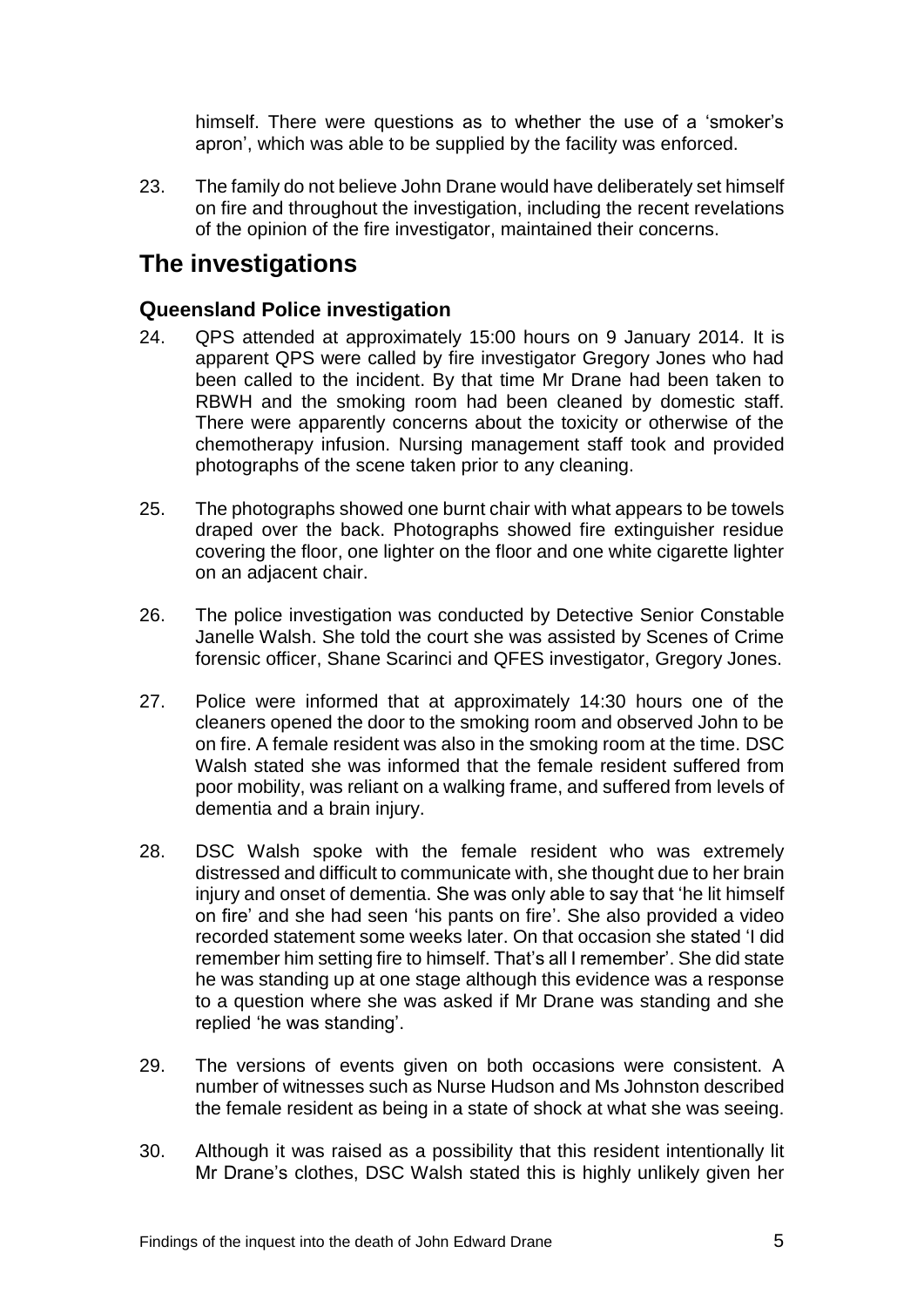himself. There were questions as to whether the use of a 'smoker's apron', which was able to be supplied by the facility was enforced.

23. The family do not believe John Drane would have deliberately set himself on fire and throughout the investigation, including the recent revelations of the opinion of the fire investigator, maintained their concerns.

# The investigations

## Queensland Police investigation

24. QPS attended at approximately 15:00 hours on 9 January 2014. It is apparent QPS were called by fire investigator Gregory Jones who had been called to the incident. By that time Mr Drane had been taken to RBWH and the smoking room had been cleaned by domestic staff. There were apparently concerns about the toxicity or otherwise of the chemotherapy infusion. Nursing management staff took and provided photographs of the scene taken prior to any cleaning.

25. The photographs showed one burnt chair with what appears to be towels draped over the back. Photographs showed fire extinguisher residue covering the floor, one lighter on the floor and one white cigarette lighter on an adjacent chair.

26. The police investigation was conducted by Detective Senior Constable Janelle Walsh. She told the court she was assisted by Scenes of Crime forensic officer, Shane Scarinci and QFES investigator, Gregory Jones.

27. Police were informed that at approximately 14:30 hours one of the cleaners opened the door to the smoking room and observed John to be on fire. A female resident was also in the smoking room at the time. DSC Walsh stated she was informed that the female resident suffered from poor mobility, was reliant on a walking frame, and suffered from levels of dementia and a brain injury.

28. DSC Walsh spoke with the female resident who was extremely distressed and difficult to communicate with, she thought due to her brain injury and onset of dementia. She was only able to say that 'he lit himself on fire' and she had seen 'his pants on fire'. She also provided a video recorded statement some weeks later. On that occasion she stated 'I did remember him setting fire to himself. That's all I remember'. She did state he was standing up at one stage although this evidence was a response to a question where she was asked if Mr Drane was standing and she replied 'he was standing'.

29. The versions of events given on both occasions were consistent. A number of witnesses such as Nurse Hudson and Ms Johnston described the female resident as being in a state of shock at what she was seeing.

30. Although it was raised as a possibility that this resident intentionally lit Mr Drane's clothes, DSC Walsh stated this is highly unlikely given her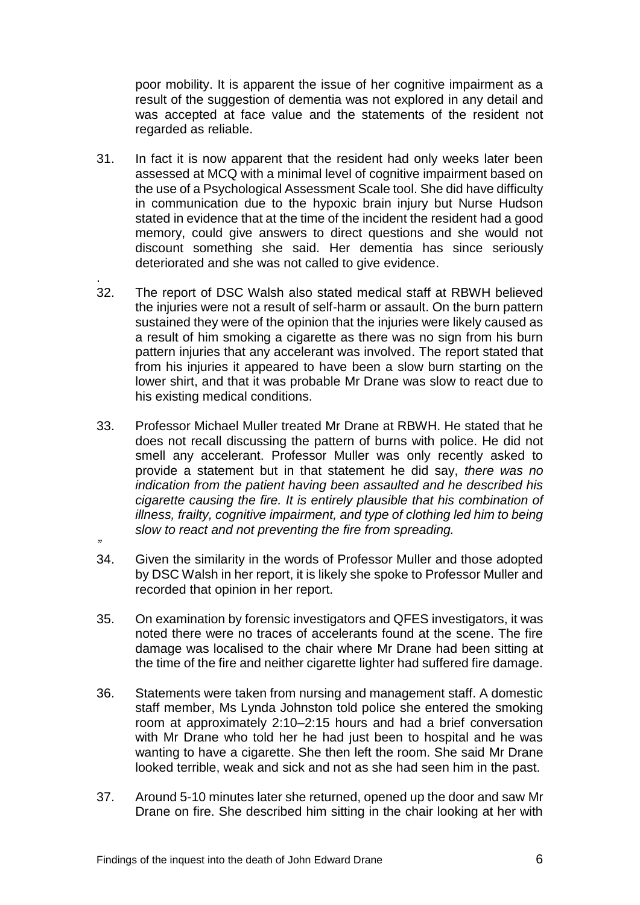poor mobility. It is apparent the issue of her cognitive impairment as a result of the suggestion of dementia was not explored in any detail and was accepted at face value and the statements of the resident not regarded as reliable.

31. In fact it is now apparent that the resident had only weeks later been assessed at MCQ with a minimal level of cognitive impairment based on the use of a Psychological Assessment Scale tool. She did have difficulty in communication due to the hypoxic brain injury but Nurse Hudson stated in evidence that at the time of the incident the resident had a good memory, could give answers to direct questions and she would not discount something she said. Her dementia has since seriously deteriorated and she was not called to give evidence.

.

32. The report of DSC Walsh also stated medical staff at RBWH believed the injuries were not a result of self-harm or assault. On the burn pattern sustained they were of the opinion that the injuries were likely caused as a result of him smoking a cigarette as there was no sign from his burn pattern injuries that any accelerant was involved. The report stated that from his injuries it appeared to have been a slow burn starting on the lower shirt, and that it was probable Mr Drane was slow to react due to his existing medical conditions.

33. Professor Michael Muller treated Mr Drane at RBWH. He stated that he does not recall discussing the pattern of burns with police. He did not smell any accelerant. Professor Muller was only recently asked to provide a statement but in that statement he did say, *there was no indication from the patient having been assaulted and he described his cigarette causing the fire. It is entirely plausible that his combination of illness, frailty, cognitive impairment, and type of clothing led him to being slow to react and not preventing the fire from spreading.*

*"*

34. Given the similarity in the words of Professor Muller and those adopted by DSC Walsh in her report, it is likely she spoke to Professor Muller and recorded that opinion in her report.

35. On examination by forensic investigators and QFES investigators, it was noted there were no traces of accelerants found at the scene. The fire damage was localised to the chair where Mr Drane had been sitting at the time of the fire and neither cigarette lighter had suffered fire damage.

36. Statements were taken from nursing and management staff. A domestic staff member, Ms Lynda Johnston told police she entered the smoking room at approximately 2:10–2:15 hours and had a brief conversation with Mr Drane who told her he had just been to hospital and he was wanting to have a cigarette. She then left the room. She said Mr Drane looked terrible, weak and sick and not as she had seen him in the past.

37. Around 5-10 minutes later she returned, opened up the door and saw Mr Drane on fire. She described him sitting in the chair looking at her with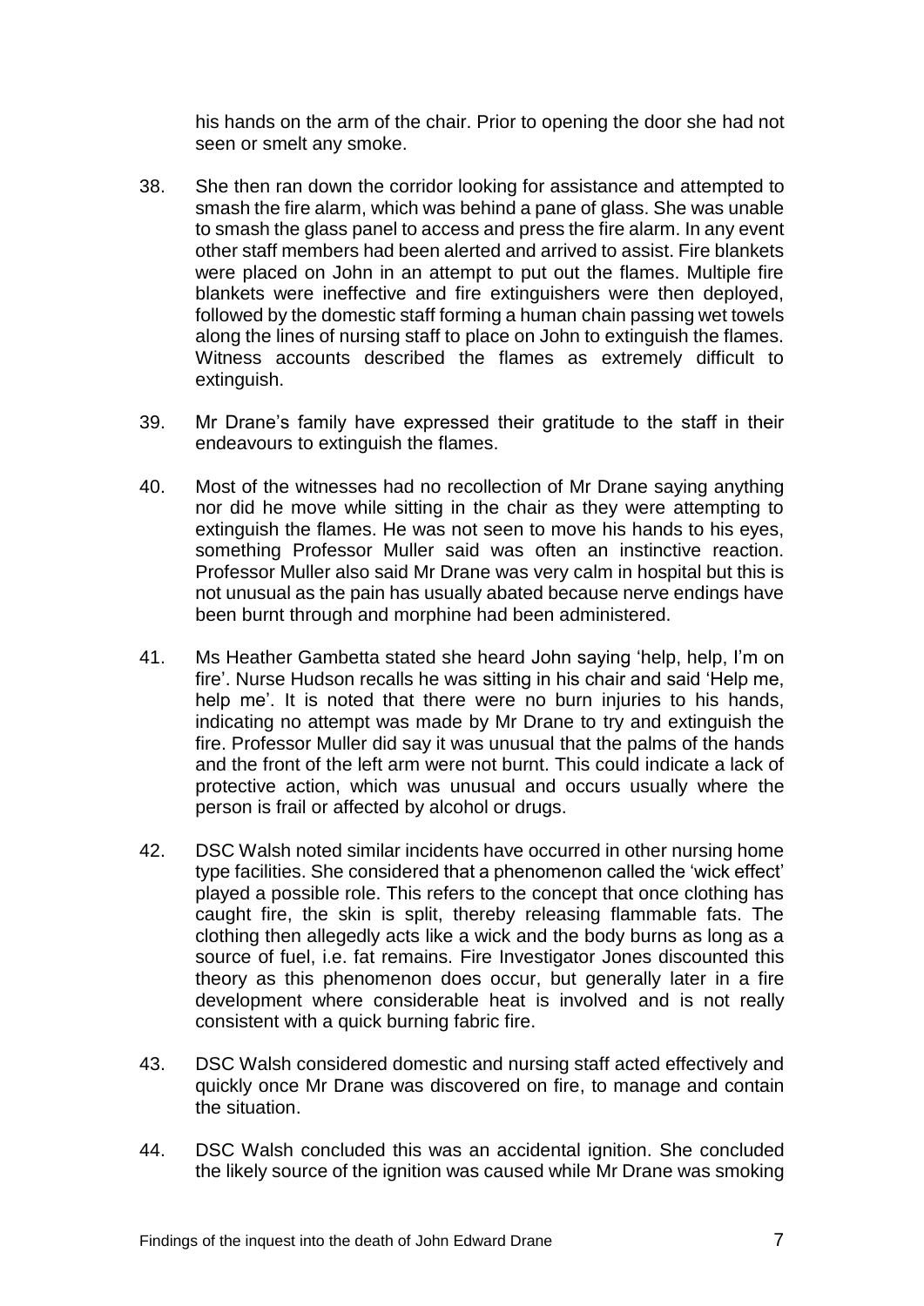his hands on the arm of the chair. Prior to opening the door she had not seen or smelt any smoke.

38. She then ran down the corridor looking for assistance and attempted to smash the fire alarm, which was behind a pane of glass. She was unable to smash the glass panel to access and press the fire alarm. In any event other staff members had been alerted and arrived to assist. Fire blankets were placed on John in an attempt to put out the flames. Multiple fire blankets were ineffective and fire extinguishers were then deployed, followed by the domestic staff forming a human chain passing wet towels along the lines of nursing staff to place on John to extinguish the flames. Witness accounts described the flames as extremely difficult to extinguish.

39. Mr Drane's family have expressed their gratitude to the staff in their endeavours to extinguish the flames.

40. Most of the witnesses had no recollection of Mr Drane saying anything nor did he move while sitting in the chair as they were attempting to extinguish the flames. He was not seen to move his hands to his eyes, something Professor Muller said was often an instinctive reaction. Professor Muller also said Mr Drane was very calm in hospital but this is not unusual as the pain has usually abated because nerve endings have been burnt through and morphine had been administered.

41. Ms Heather Gambetta stated she heard John saying 'help, help, I'm on fire'. Nurse Hudson recalls he was sitting in his chair and said 'Help me, help me'. It is noted that there were no burn injuries to his hands, indicating no attempt was made by Mr Drane to try and extinguish the fire. Professor Muller did say it was unusual that the palms of the hands and the front of the left arm were not burnt. This could indicate a lack of protective action, which was unusual and occurs usually where the person is frail or affected by alcohol or drugs.

42. DSC Walsh noted similar incidents have occurred in other nursing home type facilities. She considered that a phenomenon called the 'wick effect' played a possible role. This refers to the concept that once clothing has caught fire, the skin is split, thereby releasing flammable fats. The clothing then allegedly acts like a wick and the body burns as long as a source of fuel, i.e. fat remains. Fire Investigator Jones discounted this theory as this phenomenon does occur, but generally later in a fire development where considerable heat is involved and is not really consistent with a quick burning fabric fire.

43. DSC Walsh considered domestic and nursing staff acted effectively and quickly once Mr Drane was discovered on fire, to manage and contain the situation.

44. DSC Walsh concluded this was an accidental ignition. She concluded the likely source of the ignition was caused while Mr Drane was smoking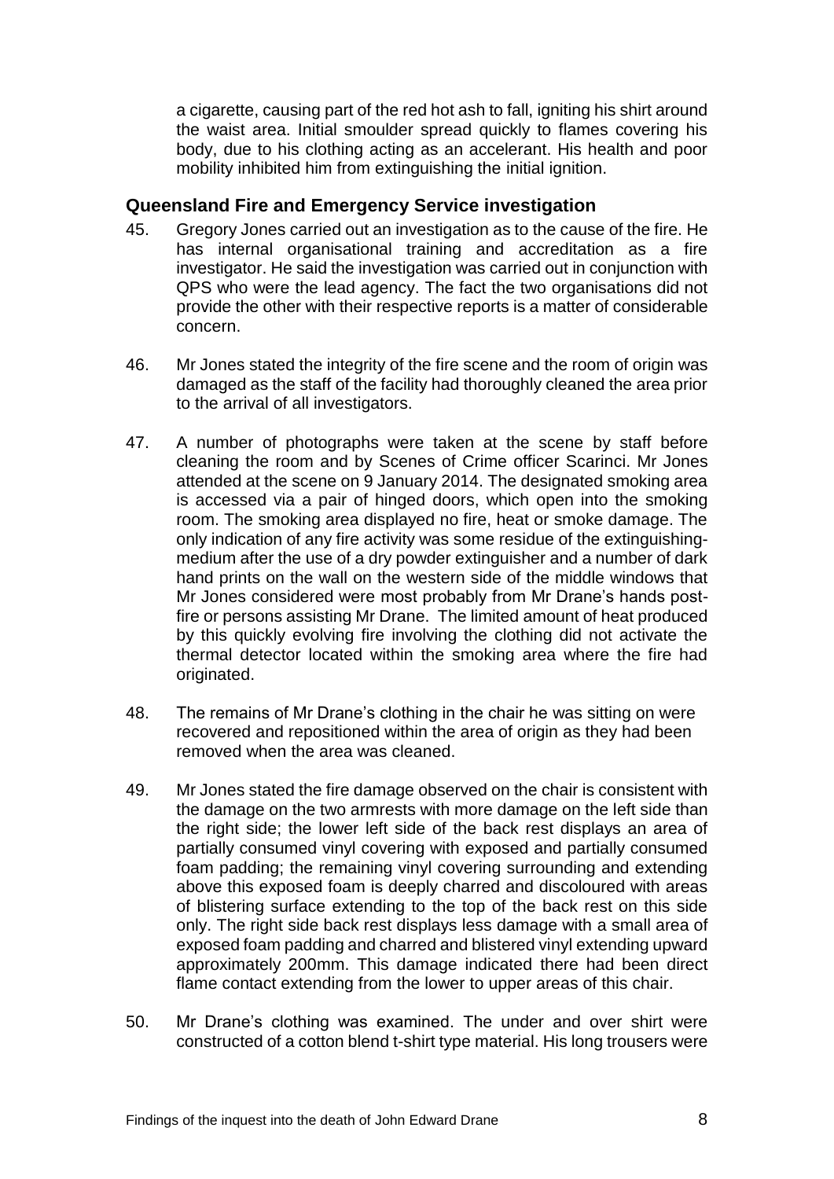a cigarette, causing part of the red hot ash to fall, igniting his shirt around the waist area. Initial smoulder spread quickly to flames covering his body, due to his clothing acting as an accelerant. His health and poor mobility inhibited him from extinguishing the initial ignition.

## Queensland Fire and Emergency Service investigation

45. Gregory Jones carried out an investigation as to the cause of the fire. He has internal organisational training and accreditation as a fire investigator. He said the investigation was carried out in conjunction with QPS who were the lead agency. The fact the two organisations did not provide the other with their respective reports is a matter of considerable concern.

46. Mr Jones stated the integrity of the fire scene and the room of origin was damaged as the staff of the facility had thoroughly cleaned the area prior to the arrival of all investigators.

47. A number of photographs were taken at the scene by staff before cleaning the room and by Scenes of Crime officer Scarinci. Mr Jones attended at the scene on 9 January 2014. The designated smoking area is accessed via a pair of hinged doors, which open into the smoking room. The smoking area displayed no fire, heat or smoke damage. The only indication of any fire activity was some residue of the extinguishing-medium after the use of a dry powder extinguisher and a number of dark hand prints on the wall on the western side of the middle windows that Mr Jones considered were most probably from Mr Drane's hands post-fire or persons assisting Mr Drane. The limited amount of heat produced by this quickly evolving fire involving the clothing did not activate the thermal detector located within the smoking area where the fire had originated.

48. The remains of Mr Drane's clothing in the chair he was sitting on were recovered and repositioned within the area of origin as they had been removed when the area was cleaned.

49. Mr Jones stated the fire damage observed on the chair is consistent with the damage on the two armrests with more damage on the left side than the right side; the lower left side of the back rest displays an area of partially consumed vinyl covering with exposed and partially consumed foam padding; the remaining vinyl covering surrounding and extending above this exposed foam is deeply charred and discoloured with areas of blistering surface extending to the top of the back rest on this side only. The right side back rest displays less damage with a small area of exposed foam padding and charred and blistered vinyl extending upward approximately 200mm. This damage indicated there had been direct flame contact extending from the lower to upper areas of this chair.

50. Mr Drane's clothing was examined. The under and over shirt were constructed of a cotton blend t-shirt type material. His long trousers were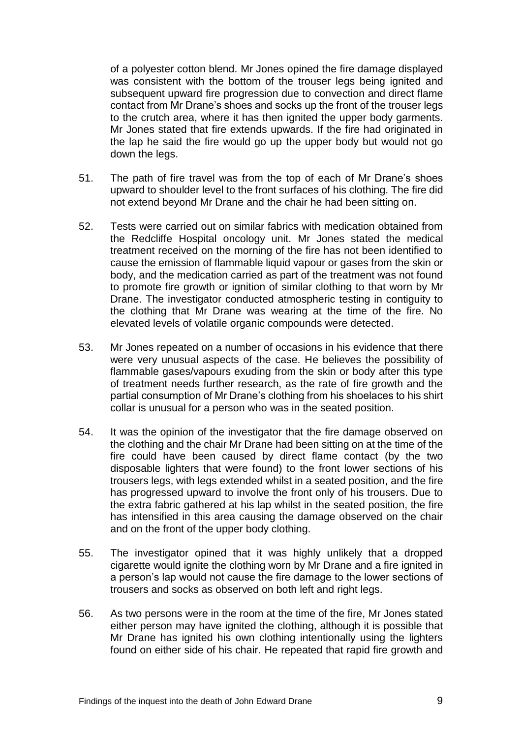of a polyester cotton blend. Mr Jones opined the fire damage displayed was consistent with the bottom of the trouser legs being ignited and subsequent upward fire progression due to convection and direct flame contact from Mr Drane's shoes and socks up the front of the trouser legs to the crutch area, where it has then ignited the upper body garments. Mr Jones stated that fire extends upwards. If the fire had originated in the lap he said the fire would go up the upper body but would not go down the legs.

51. The path of fire travel was from the top of each of Mr Drane's shoes upward to shoulder level to the front surfaces of his clothing. The fire did not extend beyond Mr Drane and the chair he had been sitting on.

52. Tests were carried out on similar fabrics with medication obtained from the Redcliffe Hospital oncology unit. Mr Jones stated the medical treatment received on the morning of the fire has not been identified to cause the emission of flammable liquid vapour or gases from the skin or body, and the medication carried as part of the treatment was not found to promote fire growth or ignition of similar clothing to that worn by Mr Drane. The investigator conducted atmospheric testing in contiguity to the clothing that Mr Drane was wearing at the time of the fire. No elevated levels of volatile organic compounds were detected.

53. Mr Jones repeated on a number of occasions in his evidence that there were very unusual aspects of the case. He believes the possibility of flammable gases/vapours exuding from the skin or body after this type of treatment needs further research, as the rate of fire growth and the partial consumption of Mr Drane's clothing from his shoelaces to his shirt collar is unusual for a person who was in the seated position.

54. It was the opinion of the investigator that the fire damage observed on the clothing and the chair Mr Drane had been sitting on at the time of the fire could have been caused by direct flame contact (by the two disposable lighters that were found) to the front lower sections of his trousers legs, with legs extended whilst in a seated position, and the fire has progressed upward to involve the front only of his trousers. Due to the extra fabric gathered at his lap whilst in the seated position, the fire has intensified in this area causing the damage observed on the chair and on the front of the upper body clothing.

55. The investigator opined that it was highly unlikely that a dropped cigarette would ignite the clothing worn by Mr Drane and a fire ignited in a person's lap would not cause the fire damage to the lower sections of trousers and socks as observed on both left and right legs.

56. As two persons were in the room at the time of the fire, Mr Jones stated either person may have ignited the clothing, although it is possible that Mr Drane has ignited his own clothing intentionally using the lighters found on either side of his chair. He repeated that rapid fire growth and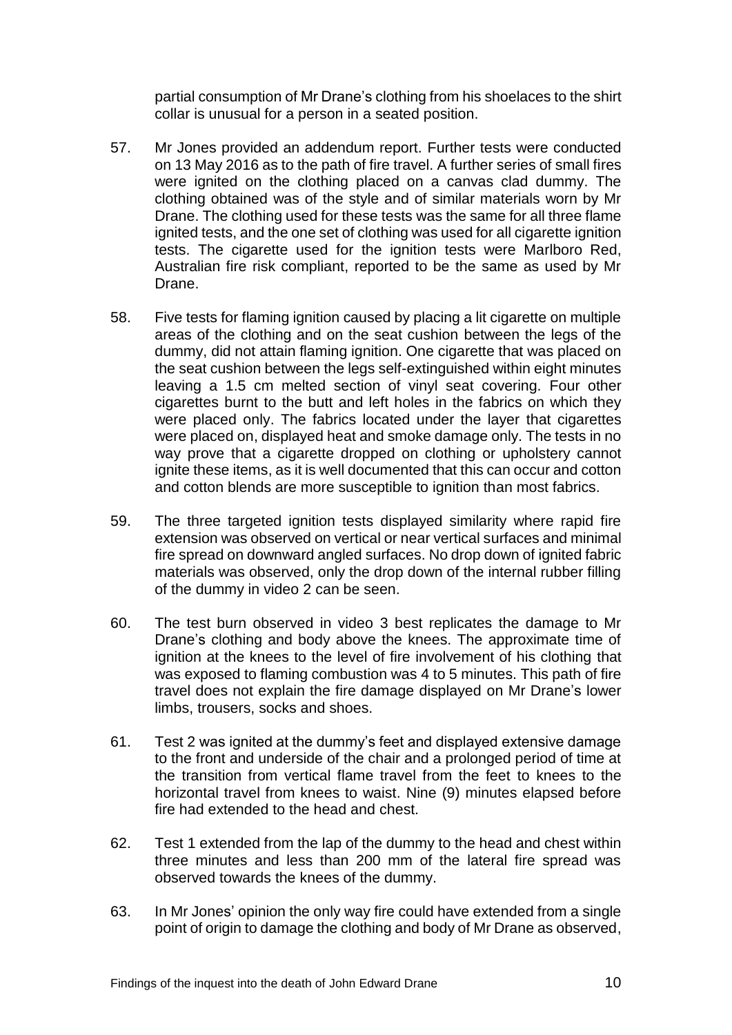partial consumption of Mr Drane's clothing from his shoelaces to the shirt collar is unusual for a person in a seated position.

57. Mr Jones provided an addendum report. Further tests were conducted on 13 May 2016 as to the path of fire travel. A further series of small fires were ignited on the clothing placed on a canvas clad dummy. The clothing obtained was of the style and of similar materials worn by Mr Drane. The clothing used for these tests was the same for all three flame ignited tests, and the one set of clothing was used for all cigarette ignition tests. The cigarette used for the ignition tests were Marlboro Red, Australian fire risk compliant, reported to be the same as used by Mr Drane.

58. Five tests for flaming ignition caused by placing a lit cigarette on multiple areas of the clothing and on the seat cushion between the legs of the dummy, did not attain flaming ignition. One cigarette that was placed on the seat cushion between the legs self-extinguished within eight minutes leaving a 1.5 cm melted section of vinyl seat covering. Four other cigarettes burnt to the butt and left holes in the fabrics on which they were placed only. The fabrics located under the layer that cigarettes were placed on, displayed heat and smoke damage only. The tests in no way prove that a cigarette dropped on clothing or upholstery cannot ignite these items, as it is well documented that this can occur and cotton and cotton blends are more susceptible to ignition than most fabrics.

59. The three targeted ignition tests displayed similarity where rapid fire extension was observed on vertical or near vertical surfaces and minimal fire spread on downward angled surfaces. No drop down of ignited fabric materials was observed, only the drop down of the internal rubber filling of the dummy in video 2 can be seen.

60. The test burn observed in video 3 best replicates the damage to Mr Drane's clothing and body above the knees. The approximate time of ignition at the knees to the level of fire involvement of his clothing that was exposed to flaming combustion was 4 to 5 minutes. This path of fire travel does not explain the fire damage displayed on Mr Drane's lower limbs, trousers, socks and shoes.

61. Test 2 was ignited at the dummy's feet and displayed extensive damage to the front and underside of the chair and a prolonged period of time at the transition from vertical flame travel from the feet to knees to the horizontal travel from knees to waist. Nine (9) minutes elapsed before fire had extended to the head and chest.

62. Test 1 extended from the lap of the dummy to the head and chest within three minutes and less than 200 mm of the lateral fire spread was observed towards the knees of the dummy.

63. In Mr Jones' opinion the only way fire could have extended from a single point of origin to damage the clothing and body of Mr Drane as observed,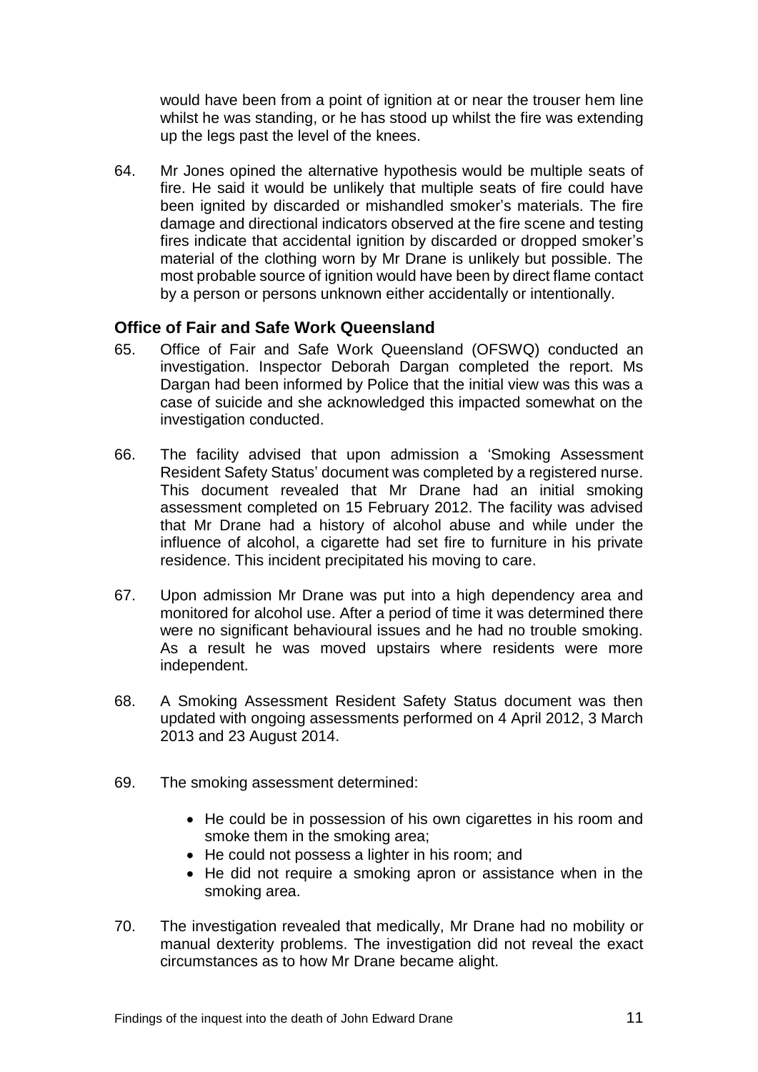would have been from a point of ignition at or near the trouser hem line whilst he was standing, or he has stood up whilst the fire was extending up the legs past the level of the knees.

64. Mr Jones opined the alternative hypothesis would be multiple seats of fire. He said it would be unlikely that multiple seats of fire could have been ignited by discarded or mishandled smoker's materials. The fire damage and directional indicators observed at the fire scene and testing fires indicate that accidental ignition by discarded or dropped smoker's material of the clothing worn by Mr Drane is unlikely but possible. The most probable source of ignition would have been by direct flame contact by a person or persons unknown either accidentally or intentionally.

### Office of Fair and Safe Work Queensland

65. Office of Fair and Safe Work Queensland (OFSWQ) conducted an investigation. Inspector Deborah Dargan completed the report. Ms Dargan had been informed by Police that the initial view was this was a case of suicide and she acknowledged this impacted somewhat on the investigation conducted.

66. The facility advised that upon admission a 'Smoking Assessment Resident Safety Status' document was completed by a registered nurse. This document revealed that Mr Drane had an initial smoking assessment completed on 15 February 2012. The facility was advised that Mr Drane had a history of alcohol abuse and while under the influence of alcohol, a cigarette had set fire to furniture in his private residence. This incident precipitated his moving to care.

67. Upon admission Mr Drane was put into a high dependency area and monitored for alcohol use. After a period of time it was determined there were no significant behavioural issues and he had no trouble smoking. As a result he was moved upstairs where residents were more independent.

68. A Smoking Assessment Resident Safety Status document was then updated with ongoing assessments performed on 4 April 2012, 3 March 2013 and 23 August 2014.

69. The smoking assessment determined:

    - He could be in possession of his own cigarettes in his room and smoke them in the smoking area;
    - He could not possess a lighter in his room; and
    - He did not require a smoking apron or assistance when in the smoking area.

70. The investigation revealed that medically, Mr Drane had no mobility or manual dexterity problems. The investigation did not reveal the exact circumstances as to how Mr Drane became alight.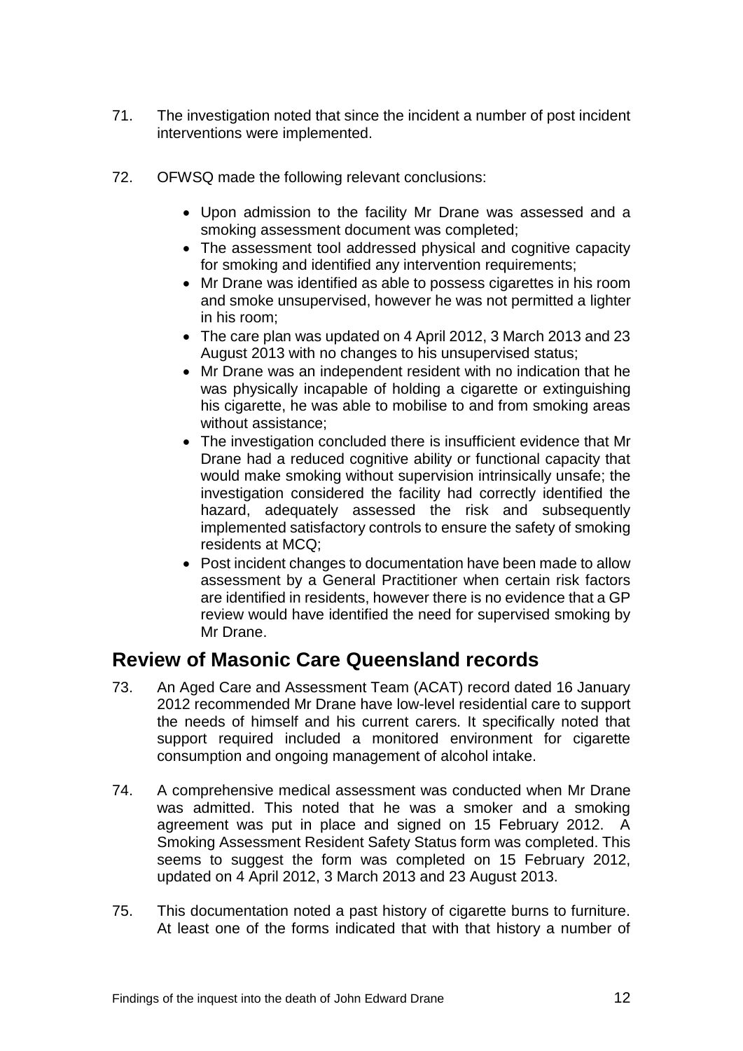71. The investigation noted that since the incident a number of post incident interventions were implemented.

72. OFWSQ made the following relevant conclusions:

    - Upon admission to the facility Mr Drane was assessed and a smoking assessment document was completed;
    - The assessment tool addressed physical and cognitive capacity for smoking and identified any intervention requirements;
    - Mr Drane was identified as able to possess cigarettes in his room and smoke unsupervised, however he was not permitted a lighter in his room;
    - The care plan was updated on 4 April 2012, 3 March 2013 and 23 August 2013 with no changes to his unsupervised status;
    - Mr Drane was an independent resident with no indication that he was physically incapable of holding a cigarette or extinguishing his cigarette, he was able to mobilise to and from smoking areas without assistance;
    - The investigation concluded there is insufficient evidence that Mr Drane had a reduced cognitive ability or functional capacity that would make smoking without supervision intrinsically unsafe; the investigation considered the facility had correctly identified the hazard, adequately assessed the risk and subsequently implemented satisfactory controls to ensure the safety of smoking residents at MCQ;
    - Post incident changes to documentation have been made to allow assessment by a General Practitioner when certain risk factors are identified in residents, however there is no evidence that a GP review would have identified the need for supervised smoking by Mr Drane.

## Review of Masonic Care Queensland records

73. An Aged Care and Assessment Team (ACAT) record dated 16 January 2012 recommended Mr Drane have low-level residential care to support the needs of himself and his current carers. It specifically noted that support required included a monitored environment for cigarette consumption and ongoing management of alcohol intake.

74. A comprehensive medical assessment was conducted when Mr Drane was admitted. This noted that he was a smoker and a smoking agreement was put in place and signed on 15 February 2012. A Smoking Assessment Resident Safety Status form was completed. This seems to suggest the form was completed on 15 February 2012, updated on 4 April 2012, 3 March 2013 and 23 August 2013.

75. This documentation noted a past history of cigarette burns to furniture. At least one of the forms indicated that with that history a number of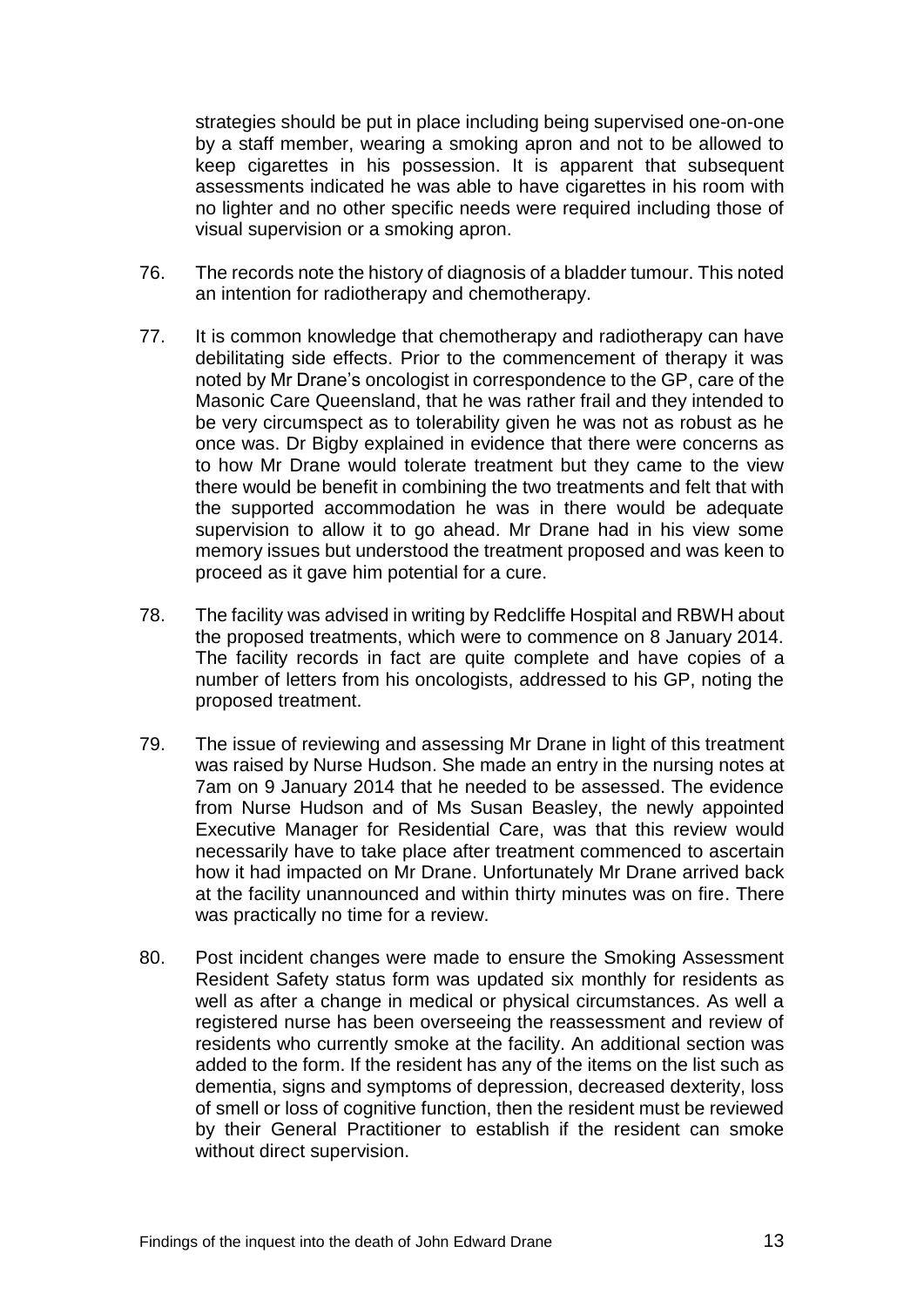strategies should be put in place including being supervised one-on-one by a staff member, wearing a smoking apron and not to be allowed to keep cigarettes in his possession. It is apparent that subsequent assessments indicated he was able to have cigarettes in his room with no lighter and no other specific needs were required including those of visual supervision or a smoking apron.

76. The records note the history of diagnosis of a bladder tumour. This noted an intention for radiotherapy and chemotherapy.

77. It is common knowledge that chemotherapy and radiotherapy can have debilitating side effects. Prior to the commencement of therapy it was noted by Mr Drane's oncologist in correspondence to the GP, care of the Masonic Care Queensland, that he was rather frail and they intended to be very circumspect as to tolerability given he was not as robust as he once was. Dr Bigby explained in evidence that there were concerns as to how Mr Drane would tolerate treatment but they came to the view there would be benefit in combining the two treatments and felt that with the supported accommodation he was in there would be adequate supervision to allow it to go ahead. Mr Drane had in his view some memory issues but understood the treatment proposed and was keen to proceed as it gave him potential for a cure.

78. The facility was advised in writing by Redcliffe Hospital and RBWH about the proposed treatments, which were to commence on 8 January 2014. The facility records in fact are quite complete and have copies of a number of letters from his oncologists, addressed to his GP, noting the proposed treatment.

79. The issue of reviewing and assessing Mr Drane in light of this treatment was raised by Nurse Hudson. She made an entry in the nursing notes at 7am on 9 January 2014 that he needed to be assessed. The evidence from Nurse Hudson and of Ms Susan Beasley, the newly appointed Executive Manager for Residential Care, was that this review would necessarily have to take place after treatment commenced to ascertain how it had impacted on Mr Drane. Unfortunately Mr Drane arrived back at the facility unannounced and within thirty minutes was on fire. There was practically no time for a review.

80. Post incident changes were made to ensure the Smoking Assessment Resident Safety status form was updated six monthly for residents as well as after a change in medical or physical circumstances. As well a registered nurse has been overseeing the reassessment and review of residents who currently smoke at the facility. An additional section was added to the form. If the resident has any of the items on the list such as dementia, signs and symptoms of depression, decreased dexterity, loss of smell or loss of cognitive function, then the resident must be reviewed by their General Practitioner to establish if the resident can smoke without direct supervision.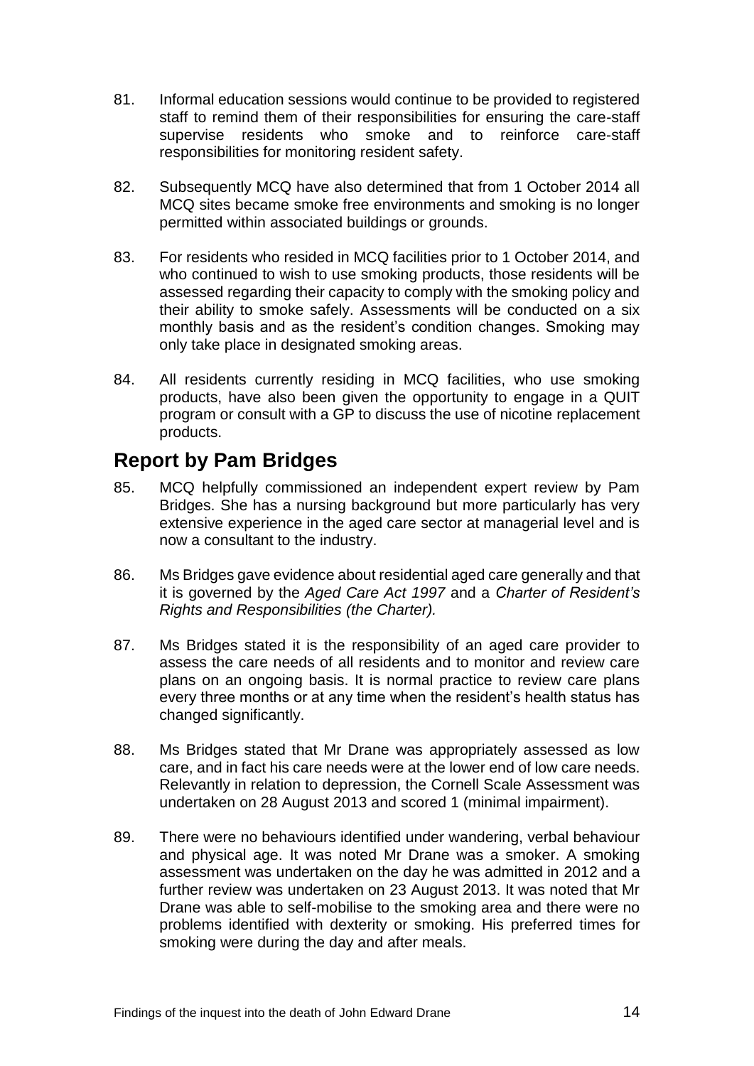81. Informal education sessions would continue to be provided to registered staff to remind them of their responsibilities for ensuring the care-staff supervise residents who smoke and to reinforce care-staff responsibilities for monitoring resident safety.

82. Subsequently MCQ have also determined that from 1 October 2014 all MCQ sites became smoke free environments and smoking is no longer permitted within associated buildings or grounds.

83. For residents who resided in MCQ facilities prior to 1 October 2014, and who continued to wish to use smoking products, those residents will be assessed regarding their capacity to comply with the smoking policy and their ability to smoke safely. Assessments will be conducted on a six monthly basis and as the resident's condition changes. Smoking may only take place in designated smoking areas.

84. All residents currently residing in MCQ facilities, who use smoking products, have also been given the opportunity to engage in a QUIT program or consult with a GP to discuss the use of nicotine replacement products.

## Report by Pam Bridges

85. MCQ helpfully commissioned an independent expert review by Pam Bridges. She has a nursing background but more particularly has very extensive experience in the aged care sector at managerial level and is now a consultant to the industry.

86. Ms Bridges gave evidence about residential aged care generally and that it is governed by the *Aged Care Act 1997* and a *Charter of Resident's Rights and Responsibilities (the Charter).*

87. Ms Bridges stated it is the responsibility of an aged care provider to assess the care needs of all residents and to monitor and review care plans on an ongoing basis. It is normal practice to review care plans every three months or at any time when the resident's health status has changed significantly.

88. Ms Bridges stated that Mr Drane was appropriately assessed as low care, and in fact his care needs were at the lower end of low care needs. Relevantly in relation to depression, the Cornell Scale Assessment was undertaken on 28 August 2013 and scored 1 (minimal impairment).

89. There were no behaviours identified under wandering, verbal behaviour and physical age. It was noted Mr Drane was a smoker. A smoking assessment was undertaken on the day he was admitted in 2012 and a further review was undertaken on 23 August 2013. It was noted that Mr Drane was able to self-mobilise to the smoking area and there were no problems identified with dexterity or smoking. His preferred times for smoking were during the day and after meals.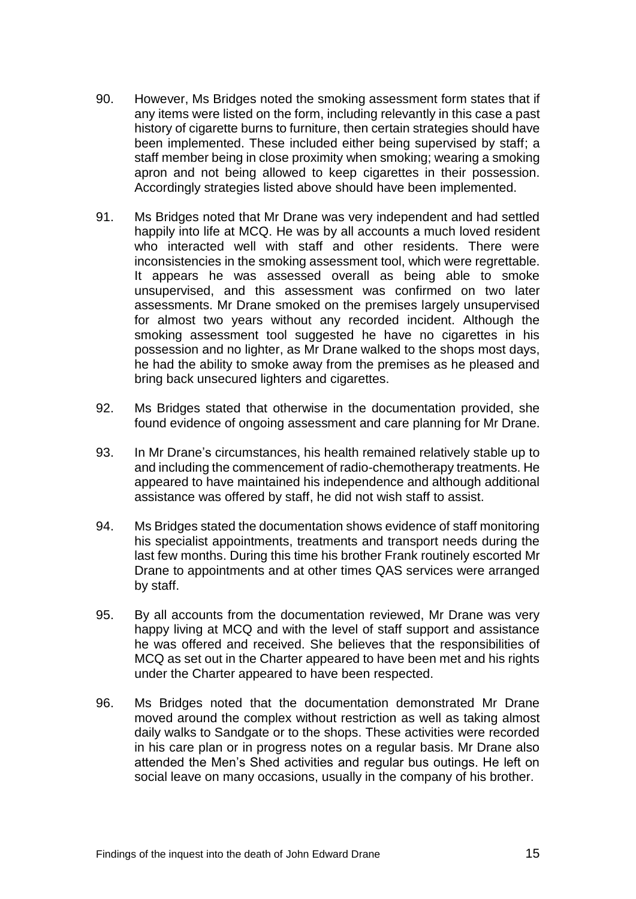90. However, Ms Bridges noted the smoking assessment form states that if any items were listed on the form, including relevantly in this case a past history of cigarette burns to furniture, then certain strategies should have been implemented. These included either being supervised by staff; a staff member being in close proximity when smoking; wearing a smoking apron and not being allowed to keep cigarettes in their possession. Accordingly strategies listed above should have been implemented.

91. Ms Bridges noted that Mr Drane was very independent and had settled happily into life at MCQ. He was by all accounts a much loved resident who interacted well with staff and other residents. There were inconsistencies in the smoking assessment tool, which were regrettable. It appears he was assessed overall as being able to smoke unsupervised, and this assessment was confirmed on two later assessments. Mr Drane smoked on the premises largely unsupervised for almost two years without any recorded incident. Although the smoking assessment tool suggested he have no cigarettes in his possession and no lighter, as Mr Drane walked to the shops most days, he had the ability to smoke away from the premises as he pleased and bring back unsecured lighters and cigarettes.

92. Ms Bridges stated that otherwise in the documentation provided, she found evidence of ongoing assessment and care planning for Mr Drane.

93. In Mr Drane's circumstances, his health remained relatively stable up to and including the commencement of radio-chemotherapy treatments. He appeared to have maintained his independence and although additional assistance was offered by staff, he did not wish staff to assist.

94. Ms Bridges stated the documentation shows evidence of staff monitoring his specialist appointments, treatments and transport needs during the last few months. During this time his brother Frank routinely escorted Mr Drane to appointments and at other times QAS services were arranged by staff.

95. By all accounts from the documentation reviewed, Mr Drane was very happy living at MCQ and with the level of staff support and assistance he was offered and received. She believes that the responsibilities of MCQ as set out in the Charter appeared to have been met and his rights under the Charter appeared to have been respected.

96. Ms Bridges noted that the documentation demonstrated Mr Drane moved around the complex without restriction as well as taking almost daily walks to Sandgate or to the shops. These activities were recorded in his care plan or in progress notes on a regular basis. Mr Drane also attended the Men's Shed activities and regular bus outings. He left on social leave on many occasions, usually in the company of his brother.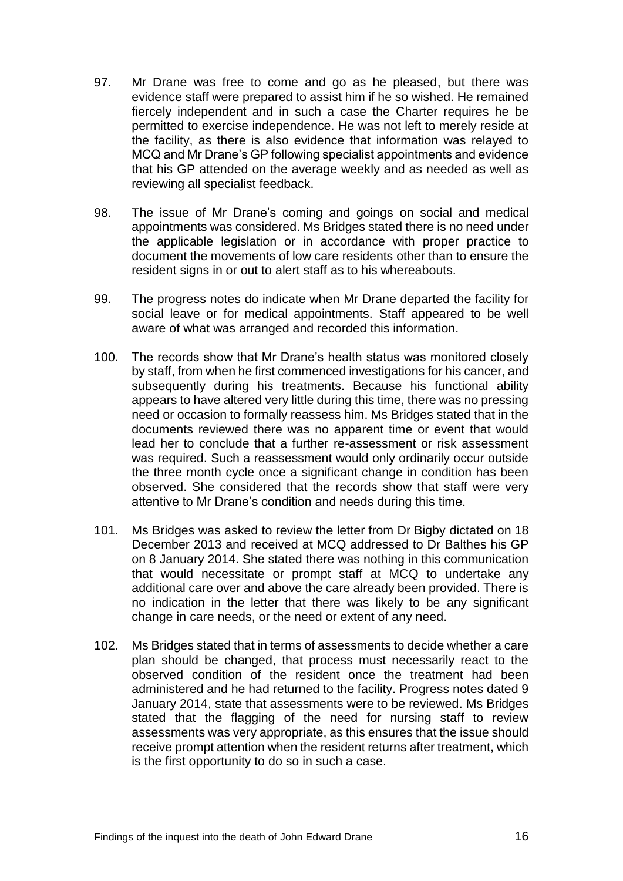97. Mr Drane was free to come and go as he pleased, but there was evidence staff were prepared to assist him if he so wished. He remained fiercely independent and in such a case the Charter requires he be permitted to exercise independence. He was not left to merely reside at the facility, as there is also evidence that information was relayed to MCQ and Mr Drane's GP following specialist appointments and evidence that his GP attended on the average weekly and as needed as well as reviewing all specialist feedback.

98. The issue of Mr Drane's coming and goings on social and medical appointments was considered. Ms Bridges stated there is no need under the applicable legislation or in accordance with proper practice to document the movements of low care residents other than to ensure the resident signs in or out to alert staff as to his whereabouts.

99. The progress notes do indicate when Mr Drane departed the facility for social leave or for medical appointments. Staff appeared to be well aware of what was arranged and recorded this information.

100. The records show that Mr Drane's health status was monitored closely by staff, from when he first commenced investigations for his cancer, and subsequently during his treatments. Because his functional ability appears to have altered very little during this time, there was no pressing need or occasion to formally reassess him. Ms Bridges stated that in the documents reviewed there was no apparent time or event that would lead her to conclude that a further re-assessment or risk assessment was required. Such a reassessment would only ordinarily occur outside the three month cycle once a significant change in condition has been observed. She considered that the records show that staff were very attentive to Mr Drane's condition and needs during this time.

101. Ms Bridges was asked to review the letter from Dr Bigby dictated on 18 December 2013 and received at MCQ addressed to Dr Balthes his GP on 8 January 2014. She stated there was nothing in this communication that would necessitate or prompt staff at MCQ to undertake any additional care over and above the care already been provided. There is no indication in the letter that there was likely to be any significant change in care needs, or the need or extent of any need.

102. Ms Bridges stated that in terms of assessments to decide whether a care plan should be changed, that process must necessarily react to the observed condition of the resident once the treatment had been administered and he had returned to the facility. Progress notes dated 9 January 2014, state that assessments were to be reviewed. Ms Bridges stated that the flagging of the need for nursing staff to review assessments was very appropriate, as this ensures that the issue should receive prompt attention when the resident returns after treatment, which is the first opportunity to do so in such a case.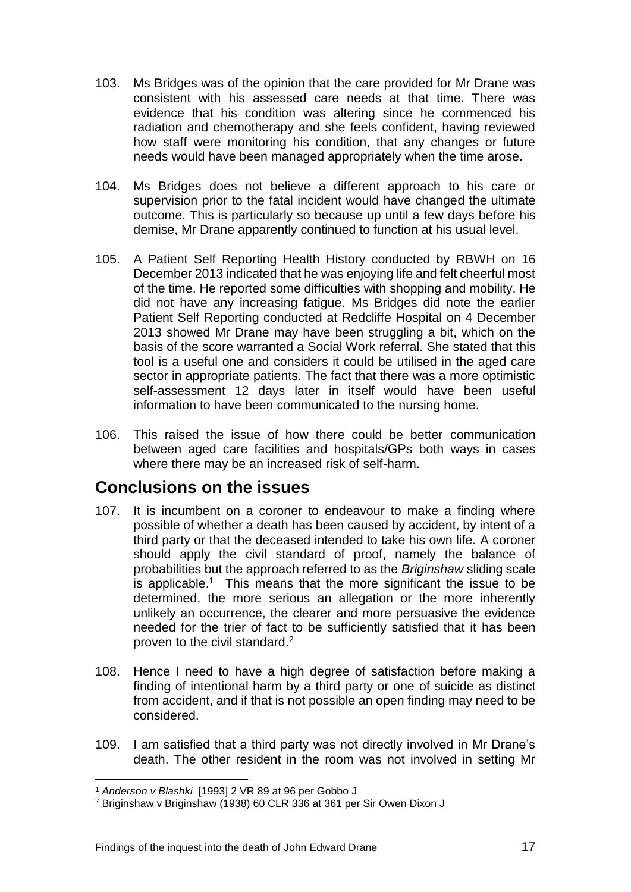103. Ms Bridges was of the opinion that the care provided for Mr Drane was consistent with his assessed care needs at that time. There was evidence that his condition was altering since he commenced his radiation and chemotherapy and she feels confident, having reviewed how staff were monitoring his condition, that any changes or future needs would have been managed appropriately when the time arose.

104. Ms Bridges does not believe a different approach to his care or supervision prior to the fatal incident would have changed the ultimate outcome. This is particularly so because up until a few days before his demise, Mr Drane apparently continued to function at his usual level.

105. A Patient Self Reporting Health History conducted by RBWH on 16 December 2013 indicated that he was enjoying life and felt cheerful most of the time. He reported some difficulties with shopping and mobility. He did not have any increasing fatigue. Ms Bridges did note the earlier Patient Self Reporting conducted at Redcliffe Hospital on 4 December 2013 showed Mr Drane may have been struggling a bit, which on the basis of the score warranted a Social Work referral. She stated that this tool is a useful one and considers it could be utilised in the aged care sector in appropriate patients. The fact that there was a more optimistic self-assessment 12 days later in itself would have been useful information to have been communicated to the nursing home.

106. This raised the issue of how there could be better communication between aged care facilities and hospitals/GPs both ways in cases where there may be an increased risk of self-harm.

## Conclusions on the issues

107. It is incumbent on a coroner to endeavour to make a finding where possible of whether a death has been caused by accident, by intent of a third party or that the deceased intended to take his own life. A coroner should apply the civil standard of proof, namely the balance of probabilities but the approach referred to as the *Briginshaw* sliding scale is applicable.[1] This means that the more significant the issue to be determined, the more serious an allegation or the more inherently unlikely an occurrence, the clearer and more persuasive the evidence needed for the trier of fact to be sufficiently satisfied that it has been proven to the civil standard.[2]

108. Hence I need to have a high degree of satisfaction before making a finding of intentional harm by a third party or one of suicide as distinct from accident, and if that is not possible an open finding may need to be considered.

109. I am satisfied that a third party was not directly involved in Mr Drane's death. The other resident in the room was not involved in setting Mr

---

[1] *Anderson v Blashki* [1993] 2 VR 89 at 96 per Gobbo J

[2] Briginshaw v Briginshaw (1938) 60 CLR 336 at 361 per Sir Owen Dixon J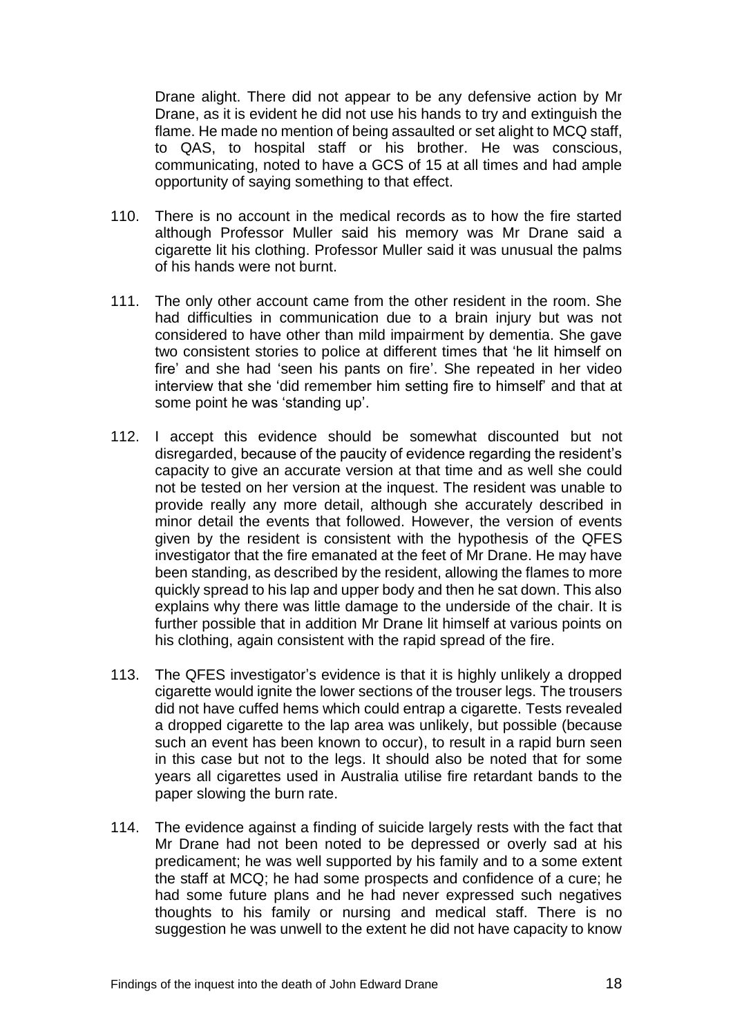Drane alight. There did not appear to be any defensive action by Mr Drane, as it is evident he did not use his hands to try and extinguish the flame. He made no mention of being assaulted or set alight to MCQ staff, to QAS, to hospital staff or his brother. He was conscious, communicating, noted to have a GCS of 15 at all times and had ample opportunity of saying something to that effect.

110. There is no account in the medical records as to how the fire started although Professor Muller said his memory was Mr Drane said a cigarette lit his clothing. Professor Muller said it was unusual the palms of his hands were not burnt.

111. The only other account came from the other resident in the room. She had difficulties in communication due to a brain injury but was not considered to have other than mild impairment by dementia. She gave two consistent stories to police at different times that 'he lit himself on fire' and she had 'seen his pants on fire'. She repeated in her video interview that she 'did remember him setting fire to himself' and that at some point he was 'standing up'.

112. I accept this evidence should be somewhat discounted but not disregarded, because of the paucity of evidence regarding the resident's capacity to give an accurate version at that time and as well she could not be tested on her version at the inquest. The resident was unable to provide really any more detail, although she accurately described in minor detail the events that followed. However, the version of events given by the resident is consistent with the hypothesis of the QFES investigator that the fire emanated at the feet of Mr Drane. He may have been standing, as described by the resident, allowing the flames to more quickly spread to his lap and upper body and then he sat down. This also explains why there was little damage to the underside of the chair. It is further possible that in addition Mr Drane lit himself at various points on his clothing, again consistent with the rapid spread of the fire.

113. The QFES investigator's evidence is that it is highly unlikely a dropped cigarette would ignite the lower sections of the trouser legs. The trousers did not have cuffed hems which could entrap a cigarette. Tests revealed a dropped cigarette to the lap area was unlikely, but possible (because such an event has been known to occur), to result in a rapid burn seen in this case but not to the legs. It should also be noted that for some years all cigarettes used in Australia utilise fire retardant bands to the paper slowing the burn rate.

114. The evidence against a finding of suicide largely rests with the fact that Mr Drane had not been noted to be depressed or overly sad at his predicament; he was well supported by his family and to a some extent the staff at MCQ; he had some prospects and confidence of a cure; he had some future plans and he had never expressed such negatives thoughts to his family or nursing and medical staff. There is no suggestion he was unwell to the extent he did not have capacity to know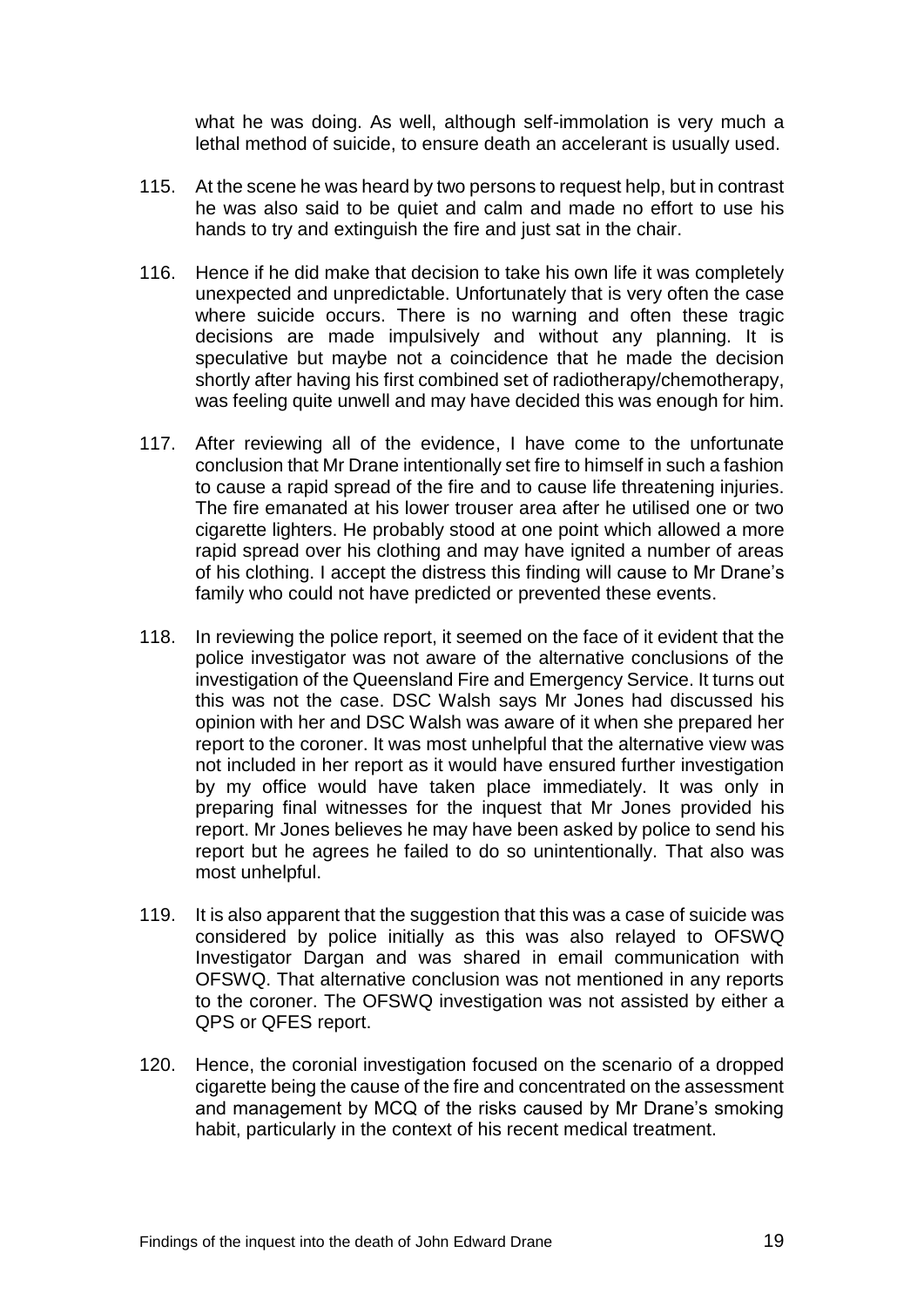what he was doing. As well, although self-immolation is very much a lethal method of suicide, to ensure death an accelerant is usually used.

115. At the scene he was heard by two persons to request help, but in contrast he was also said to be quiet and calm and made no effort to use his hands to try and extinguish the fire and just sat in the chair.

116. Hence if he did make that decision to take his own life it was completely unexpected and unpredictable. Unfortunately that is very often the case where suicide occurs. There is no warning and often these tragic decisions are made impulsively and without any planning. It is speculative but maybe not a coincidence that he made the decision shortly after having his first combined set of radiotherapy/chemotherapy, was feeling quite unwell and may have decided this was enough for him.

117. After reviewing all of the evidence, I have come to the unfortunate conclusion that Mr Drane intentionally set fire to himself in such a fashion to cause a rapid spread of the fire and to cause life threatening injuries. The fire emanated at his lower trouser area after he utilised one or two cigarette lighters. He probably stood at one point which allowed a more rapid spread over his clothing and may have ignited a number of areas of his clothing. I accept the distress this finding will cause to Mr Drane's family who could not have predicted or prevented these events.

118. In reviewing the police report, it seemed on the face of it evident that the police investigator was not aware of the alternative conclusions of the investigation of the Queensland Fire and Emergency Service. It turns out this was not the case. DSC Walsh says Mr Jones had discussed his opinion with her and DSC Walsh was aware of it when she prepared her report to the coroner. It was most unhelpful that the alternative view was not included in her report as it would have ensured further investigation by my office would have taken place immediately. It was only in preparing final witnesses for the inquest that Mr Jones provided his report. Mr Jones believes he may have been asked by police to send his report but he agrees he failed to do so unintentionally. That also was most unhelpful.

119. It is also apparent that the suggestion that this was a case of suicide was considered by police initially as this was also relayed to OFSWQ Investigator Dargan and was shared in email communication with OFSWQ. That alternative conclusion was not mentioned in any reports to the coroner. The OFSWQ investigation was not assisted by either a QPS or QFES report.

120. Hence, the coronial investigation focused on the scenario of a dropped cigarette being the cause of the fire and concentrated on the assessment and management by MCQ of the risks caused by Mr Drane's smoking habit, particularly in the context of his recent medical treatment.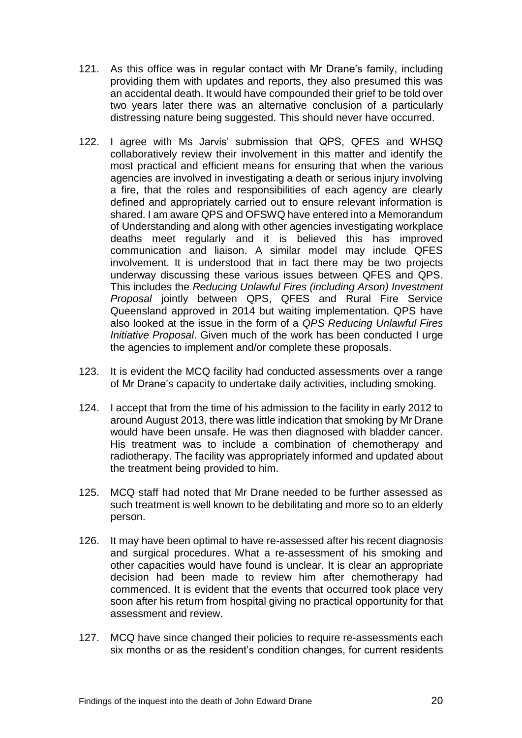121. As this office was in regular contact with Mr Drane's family, including providing them with updates and reports, they also presumed this was an accidental death. It would have compounded their grief to be told over two years later there was an alternative conclusion of a particularly distressing nature being suggested. This should never have occurred.

122. I agree with Ms Jarvis' submission that QPS, QFES and WHSQ collaboratively review their involvement in this matter and identify the most practical and efficient means for ensuring that when the various agencies are involved in investigating a death or serious injury involving a fire, that the roles and responsibilities of each agency are clearly defined and appropriately carried out to ensure relevant information is shared. I am aware QPS and OFSWQ have entered into a Memorandum of Understanding and along with other agencies investigating workplace deaths meet regularly and it is believed this has improved communication and liaison. A similar model may include QFES involvement. It is understood that in fact there may be two projects underway discussing these various issues between QFES and QPS. This includes the *Reducing Unlawful Fires (including Arson) Investment Proposal* jointly between QPS, QFES and Rural Fire Service Queensland approved in 2014 but waiting implementation. QPS have also looked at the issue in the form of a *QPS Reducing Unlawful Fires Initiative Proposal*. Given much of the work has been conducted I urge the agencies to implement and/or complete these proposals.

123. It is evident the MCQ facility had conducted assessments over a range of Mr Drane's capacity to undertake daily activities, including smoking.

124. I accept that from the time of his admission to the facility in early 2012 to around August 2013, there was little indication that smoking by Mr Drane would have been unsafe. He was then diagnosed with bladder cancer. His treatment was to include a combination of chemotherapy and radiotherapy. The facility was appropriately informed and updated about the treatment being provided to him.

125. MCQ staff had noted that Mr Drane needed to be further assessed as such treatment is well known to be debilitating and more so to an elderly person.

126. It may have been optimal to have re-assessed after his recent diagnosis and surgical procedures. What a re-assessment of his smoking and other capacities would have found is unclear. It is clear an appropriate decision had been made to review him after chemotherapy had commenced. It is evident that the events that occurred took place very soon after his return from hospital giving no practical opportunity for that assessment and review.

127. MCQ have since changed their policies to require re-assessments each six months or as the resident's condition changes, for current residents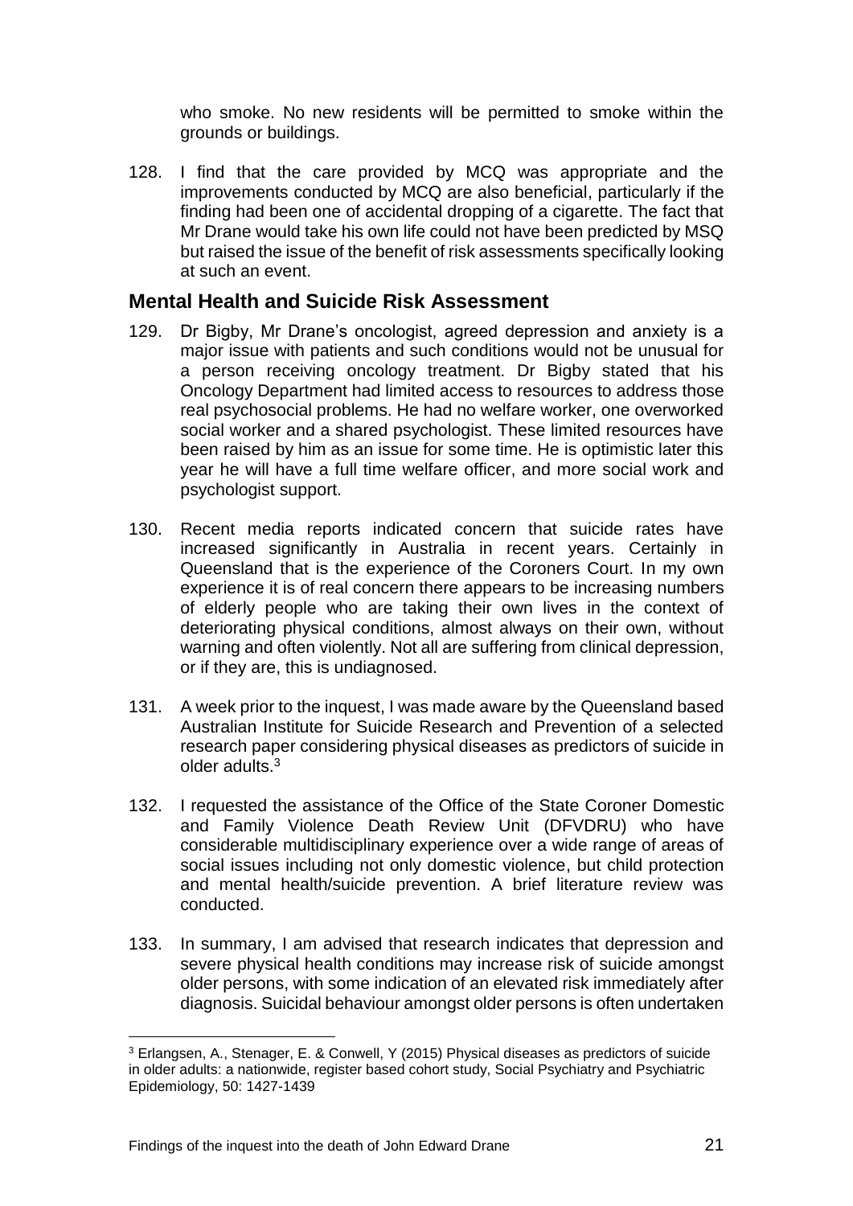who smoke. No new residents will be permitted to smoke within the grounds or buildings.

128. I find that the care provided by MCQ was appropriate and the improvements conducted by MCQ are also beneficial, particularly if the finding had been one of accidental dropping of a cigarette. The fact that Mr Drane would take his own life could not have been predicted by MSQ but raised the issue of the benefit of risk assessments specifically looking at such an event.

## Mental Health and Suicide Risk Assessment

129. Dr Bigby, Mr Drane's oncologist, agreed depression and anxiety is a major issue with patients and such conditions would not be unusual for a person receiving oncology treatment. Dr Bigby stated that his Oncology Department had limited access to resources to address those real psychosocial problems. He had no welfare worker, one overworked social worker and a shared psychologist. These limited resources have been raised by him as an issue for some time. He is optimistic later this year he will have a full time welfare officer, and more social work and psychologist support.

130. Recent media reports indicated concern that suicide rates have increased significantly in Australia in recent years. Certainly in Queensland that is the experience of the Coroners Court. In my own experience it is of real concern there appears to be increasing numbers of elderly people who are taking their own lives in the context of deteriorating physical conditions, almost always on their own, without warning and often violently. Not all are suffering from clinical depression, or if they are, this is undiagnosed.

131. A week prior to the inquest, I was made aware by the Queensland based Australian Institute for Suicide Research and Prevention of a selected research paper considering physical diseases as predictors of suicide in older adults.[3]

132. I requested the assistance of the Office of the State Coroner Domestic and Family Violence Death Review Unit (DFVDRU) who have considerable multidisciplinary experience over a wide range of areas of social issues including not only domestic violence, but child protection and mental health/suicide prevention. A brief literature review was conducted.

133. In summary, I am advised that research indicates that depression and severe physical health conditions may increase risk of suicide amongst older persons, with some indication of an elevated risk immediately after diagnosis. Suicidal behaviour amongst older persons is often undertaken

---

[3] Erlangsen, A., Stenager, E. & Conwell, Y (2015) Physical diseases as predictors of suicide in older adults: a nationwide, register based cohort study, Social Psychiatry and Psychiatric Epidemiology, 50: 1427-1439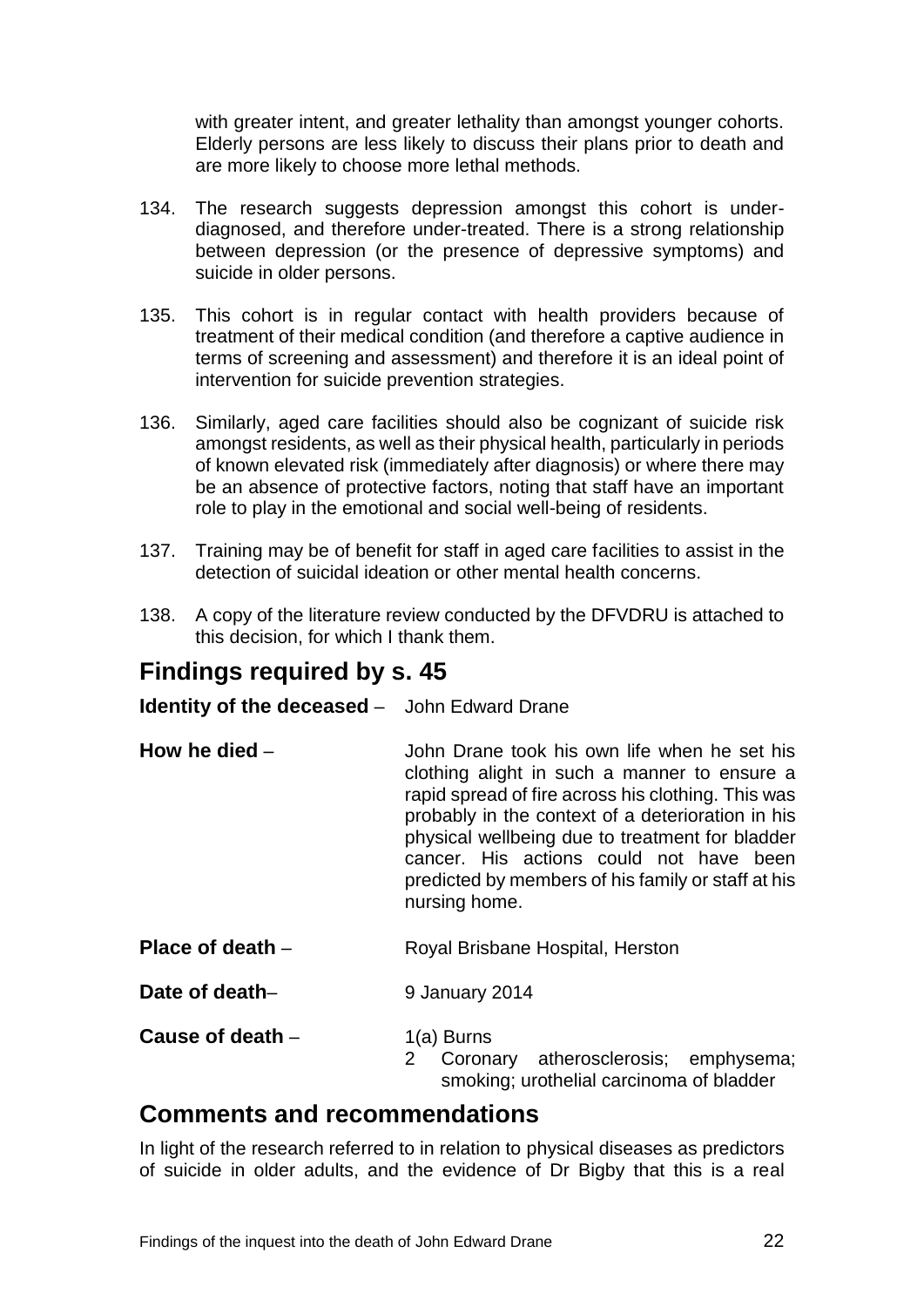with greater intent, and greater lethality than amongst younger cohorts. Elderly persons are less likely to discuss their plans prior to death and are more likely to choose more lethal methods.

134. The research suggests depression amongst this cohort is under-diagnosed, and therefore under-treated. There is a strong relationship between depression (or the presence of depressive symptoms) and suicide in older persons.

135. This cohort is in regular contact with health providers because of treatment of their medical condition (and therefore a captive audience in terms of screening and assessment) and therefore it is an ideal point of intervention for suicide prevention strategies.

136. Similarly, aged care facilities should also be cognizant of suicide risk amongst residents, as well as their physical health, particularly in periods of known elevated risk (immediately after diagnosis) or where there may be an absence of protective factors, noting that staff have an important role to play in the emotional and social well-being of residents.

137. Training may be of benefit for staff in aged care facilities to assist in the detection of suicidal ideation or other mental health concerns.

138. A copy of the literature review conducted by the DFVDRU is attached to this decision, for which I thank them.

## Findings required by s. 45

**Identity of the deceased** – John Edward Drane

**How he died** – John Drane took his own life when he set his clothing alight in such a manner to ensure a rapid spread of fire across his clothing. This was probably in the context of a deterioration in his physical wellbeing due to treatment for bladder cancer. His actions could not have been predicted by members of his family or staff at his nursing home.

**Place of death** – Royal Brisbane Hospital, Herston

**Date of death**– 9 January 2014

**Cause of death** – 1(a) Burns
2 Coronary atherosclerosis; emphysema; smoking; urothelial carcinoma of bladder

## Comments and recommendations

In light of the research referred to in relation to physical diseases as predictors of suicide in older adults, and the evidence of Dr Bigby that this is a real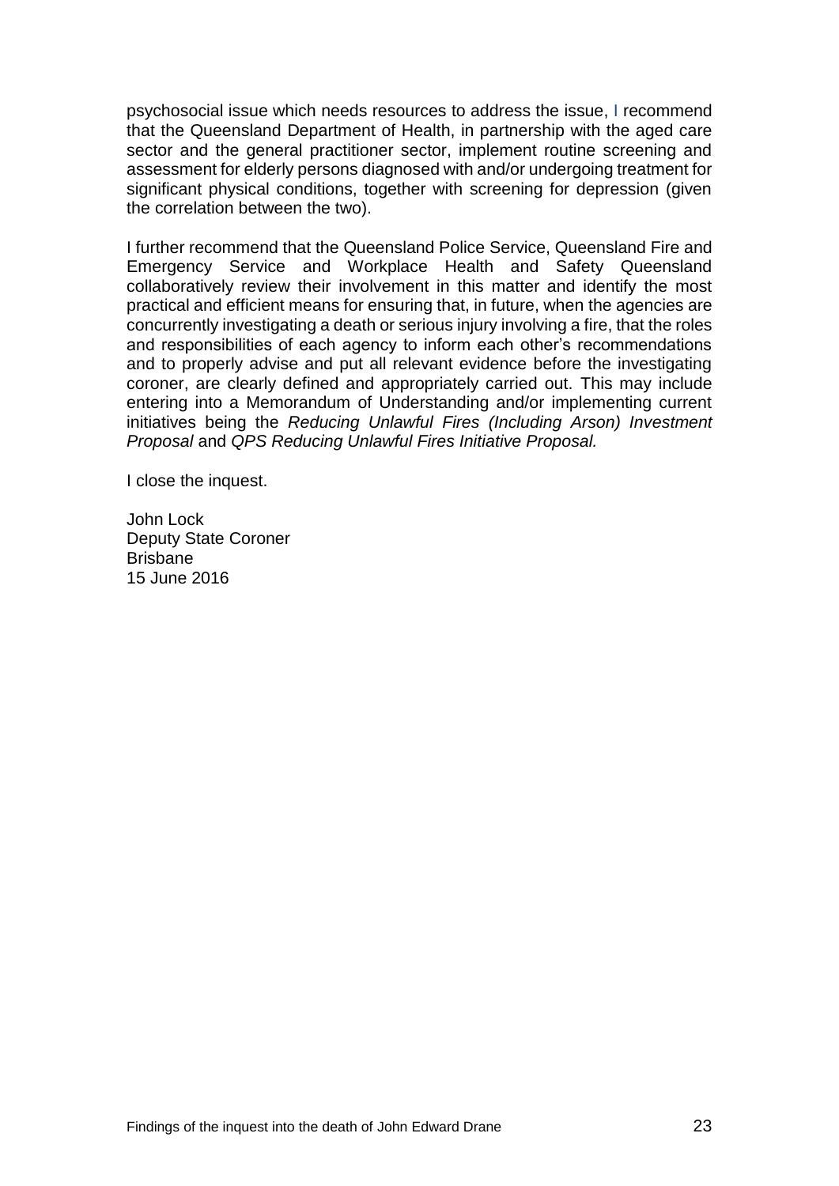psychosocial issue which needs resources to address the issue, I recommend that the Queensland Department of Health, in partnership with the aged care sector and the general practitioner sector, implement routine screening and assessment for elderly persons diagnosed with and/or undergoing treatment for significant physical conditions, together with screening for depression (given the correlation between the two).

I further recommend that the Queensland Police Service, Queensland Fire and Emergency Service and Workplace Health and Safety Queensland collaboratively review their involvement in this matter and identify the most practical and efficient means for ensuring that, in future, when the agencies are concurrently investigating a death or serious injury involving a fire, that the roles and responsibilities of each agency to inform each other's recommendations and to properly advise and put all relevant evidence before the investigating coroner, are clearly defined and appropriately carried out. This may include entering into a Memorandum of Understanding and/or implementing current initiatives being the *Reducing Unlawful Fires (Including Arson) Investment Proposal* and *QPS Reducing Unlawful Fires Initiative Proposal.*

I close the inquest.

John Lock
Deputy State Coroner
Brisbane
15 June 2016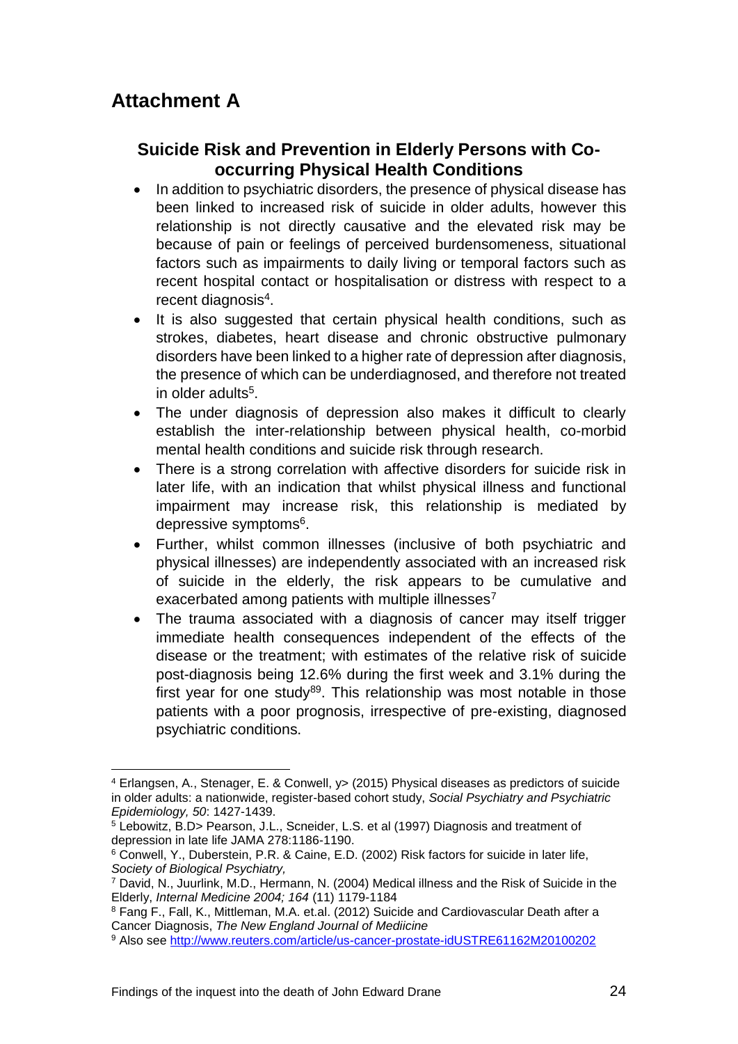# Attachment A

## Suicide Risk and Prevention in Elderly Persons with Co-occurring Physical Health Conditions

- In addition to psychiatric disorders, the presence of physical disease has been linked to increased risk of suicide in older adults, however this relationship is not directly causative and the elevated risk may be because of pain or feelings of perceived burdensomeness, situational factors such as impairments to daily living or temporal factors such as recent hospital contact or hospitalisation or distress with respect to a recent diagnosis[4].
- It is also suggested that certain physical health conditions, such as strokes, diabetes, heart disease and chronic obstructive pulmonary disorders have been linked to a higher rate of depression after diagnosis, the presence of which can be underdiagnosed, and therefore not treated in older adults[5].
- The under diagnosis of depression also makes it difficult to clearly establish the inter-relationship between physical health, co-morbid mental health conditions and suicide risk through research.
- There is a strong correlation with affective disorders for suicide risk in later life, with an indication that whilst physical illness and functional impairment may increase risk, this relationship is mediated by depressive symptoms[6].
- Further, whilst common illnesses (inclusive of both psychiatric and physical illnesses) are independently associated with an increased risk of suicide in the elderly, the risk appears to be cumulative and exacerbated among patients with multiple illnesses[7]
- The trauma associated with a diagnosis of cancer may itself trigger immediate health consequences independent of the effects of the disease or the treatment; with estimates of the relative risk of suicide post-diagnosis being 12.6% during the first week and 3.1% during the first year for one study[8][9]. This relationship was most notable in those patients with a poor prognosis, irrespective of pre-existing, diagnosed psychiatric conditions.

---

[4] Erlangsen, A., Stenager, E. & Conwell, y> (2015) Physical diseases as predictors of suicide in older adults: a nationwide, register-based cohort study, *Social Psychiatry and Psychiatric Epidemiology, 50*: 1427-1439.

[5] Lebowitz, B.D> Pearson, J.L., Scneider, L.S. et al (1997) Diagnosis and treatment of depression in late life JAMA 278:1186-1190.

[6] Conwell, Y., Duberstein, P.R. & Caine, E.D. (2002) Risk factors for suicide in later life, *Society of Biological Psychiatry,*

[7] David, N., Juurlink, M.D., Hermann, N. (2004) Medical illness and the Risk of Suicide in the Elderly, *Internal Medicine 2004; 164* (11) 1179-1184

[8] Fang F., Fall, K., Mittleman, M.A. et.al. (2012) Suicide and Cardiovascular Death after a Cancer Diagnosis, *The New England Journal of Mediicine*

[9] Also see http://www.reuters.com/article/us-cancer-prostate-idUSTRE61162M20100202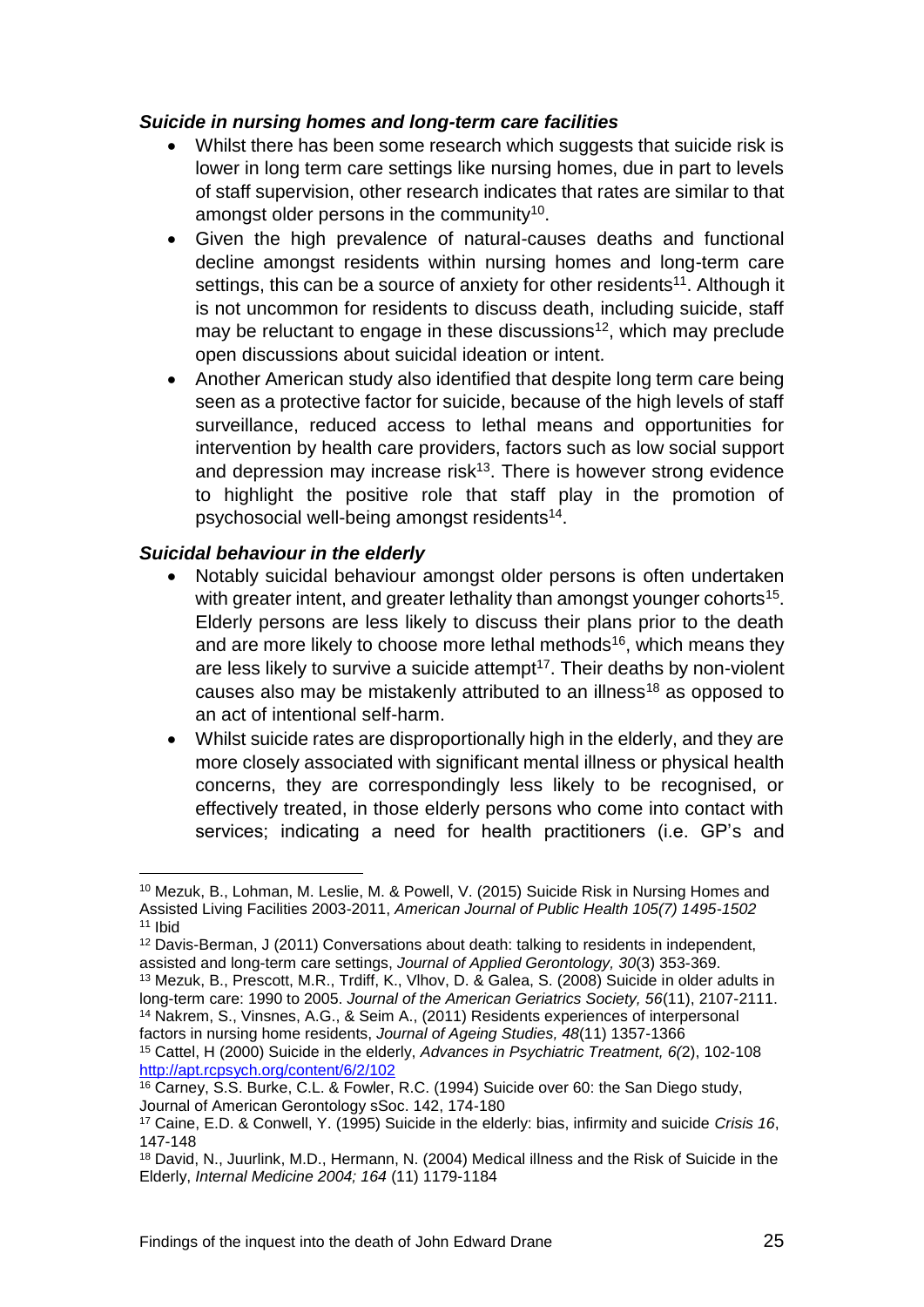***Suicide in nursing homes and long-term care facilities***

- Whilst there has been some research which suggests that suicide risk is lower in long term care settings like nursing homes, due in part to levels of staff supervision, other research indicates that rates are similar to that amongst older persons in the community[10].
- Given the high prevalence of natural-causes deaths and functional decline amongst residents within nursing homes and long-term care settings, this can be a source of anxiety for other residents[11]. Although it is not uncommon for residents to discuss death, including suicide, staff may be reluctant to engage in these discussions[12], which may preclude open discussions about suicidal ideation or intent.
- Another American study also identified that despite long term care being seen as a protective factor for suicide, because of the high levels of staff surveillance, reduced access to lethal means and opportunities for intervention by health care providers, factors such as low social support and depression may increase risk[13]. There is however strong evidence to highlight the positive role that staff play in the promotion of psychosocial well-being amongst residents[14].

***Suicidal behaviour in the elderly***

- Notably suicidal behaviour amongst older persons is often undertaken with greater intent, and greater lethality than amongst younger cohorts[15]. Elderly persons are less likely to discuss their plans prior to the death and are more likely to choose more lethal methods[16], which means they are less likely to survive a suicide attempt[17]. Their deaths by non-violent causes also may be mistakenly attributed to an illness[18] as opposed to an act of intentional self-harm.
- Whilst suicide rates are disproportionally high in the elderly, and they are more closely associated with significant mental illness or physical health concerns, they are correspondingly less likely to be recognised, or effectively treated, in those elderly persons who come into contact with services; indicating a need for health practitioners (i.e. GP's and

---

[10] Mezuk, B., Lohman, M. Leslie, M. & Powell, V. (2015) Suicide Risk in Nursing Homes and Assisted Living Facilities 2003-2011, *American Journal of Public Health 105(7) 1495-1502*

[11] Ibid

[12] Davis-Berman, J (2011) Conversations about death: talking to residents in independent, assisted and long-term care settings, *Journal of Applied Gerontology, 30*(3) 353-369.

[13] Mezuk, B., Prescott, M.R., Trdiff, K., Vlhov, D. & Galea, S. (2008) Suicide in older adults in long-term care: 1990 to 2005. *Journal of the American Geriatrics Society, 56*(11), 2107-2111.

[14] Nakrem, S., Vinsnes, A.G., & Seim A., (2011) Residents experiences of interpersonal factors in nursing home residents, *Journal of Ageing Studies, 48*(11) 1357-1366

[15] Cattel, H (2000) Suicide in the elderly, *Advances in Psychiatric Treatment, 6(*2), 102-108 http://apt.rcpsych.org/content/6/2/102

[16] Carney, S.S. Burke, C.L. & Fowler, R.C. (1994) Suicide over 60: the San Diego study, Journal of American Gerontology sSoc. 142, 174-180

[17] Caine, E.D. & Conwell, Y. (1995) Suicide in the elderly: bias, infirmity and suicide *Crisis 16*, 147-148

[18] David, N., Juurlink, M.D., Hermann, N. (2004) Medical illness and the Risk of Suicide in the Elderly, *Internal Medicine 2004; 164* (11) 1179-1184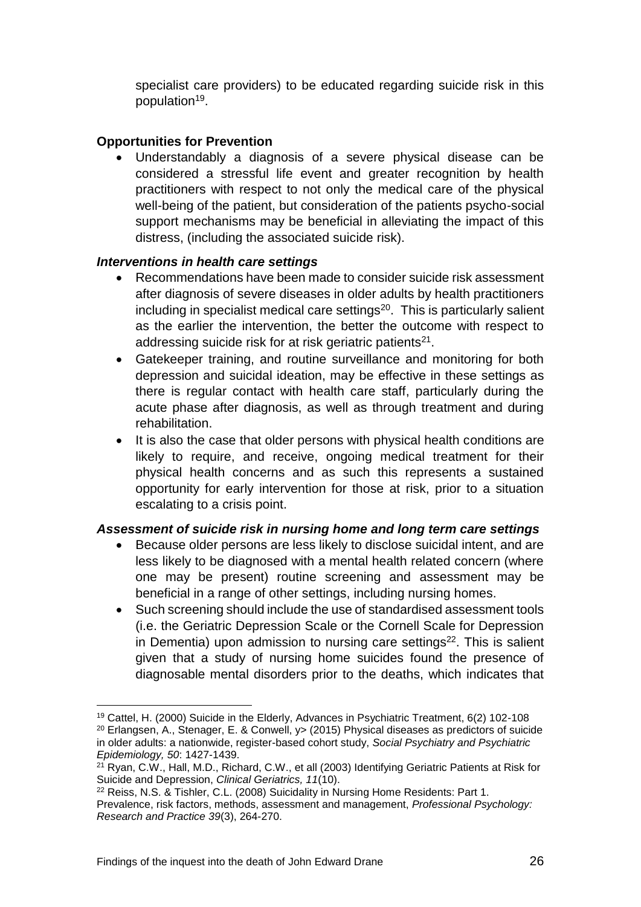specialist care providers) to be educated regarding suicide risk in this population[19].

**Opportunities for Prevention**

- Understandably a diagnosis of a severe physical disease can be considered a stressful life event and greater recognition by health practitioners with respect to not only the medical care of the physical well-being of the patient, but consideration of the patients psycho-social support mechanisms may be beneficial in alleviating the impact of this distress, (including the associated suicide risk).

***Interventions in health care settings***

- Recommendations have been made to consider suicide risk assessment after diagnosis of severe diseases in older adults by health practitioners including in specialist medical care settings[20]. This is particularly salient as the earlier the intervention, the better the outcome with respect to addressing suicide risk for at risk geriatric patients[21].
- Gatekeeper training, and routine surveillance and monitoring for both depression and suicidal ideation, may be effective in these settings as there is regular contact with health care staff, particularly during the acute phase after diagnosis, as well as through treatment and during rehabilitation.
- It is also the case that older persons with physical health conditions are likely to require, and receive, ongoing medical treatment for their physical health concerns and as such this represents a sustained opportunity for early intervention for those at risk, prior to a situation escalating to a crisis point.

***Assessment of suicide risk in nursing home and long term care settings***

- Because older persons are less likely to disclose suicidal intent, and are less likely to be diagnosed with a mental health related concern (where one may be present) routine screening and assessment may be beneficial in a range of other settings, including nursing homes.
- Such screening should include the use of standardised assessment tools (i.e. the Geriatric Depression Scale or the Cornell Scale for Depression in Dementia) upon admission to nursing care settings[22]. This is salient given that a study of nursing home suicides found the presence of diagnosable mental disorders prior to the deaths, which indicates that

---

[19] Cattel, H. (2000) Suicide in the Elderly, Advances in Psychiatric Treatment, 6(2) 102-108

[20] Erlangsen, A., Stenager, E. & Conwell, y> (2015) Physical diseases as predictors of suicide in older adults: a nationwide, register-based cohort study, *Social Psychiatry and Psychiatric Epidemiology, 50*: 1427-1439.

[21] Ryan, C.W., Hall, M.D., Richard, C.W., et all (2003) Identifying Geriatric Patients at Risk for Suicide and Depression, *Clinical Geriatrics, 11*(10).

[22] Reiss, N.S. & Tishler, C.L. (2008) Suicidality in Nursing Home Residents: Part 1. Prevalence, risk factors, methods, assessment and management, *Professional Psychology: Research and Practice 39*(3), 264-270.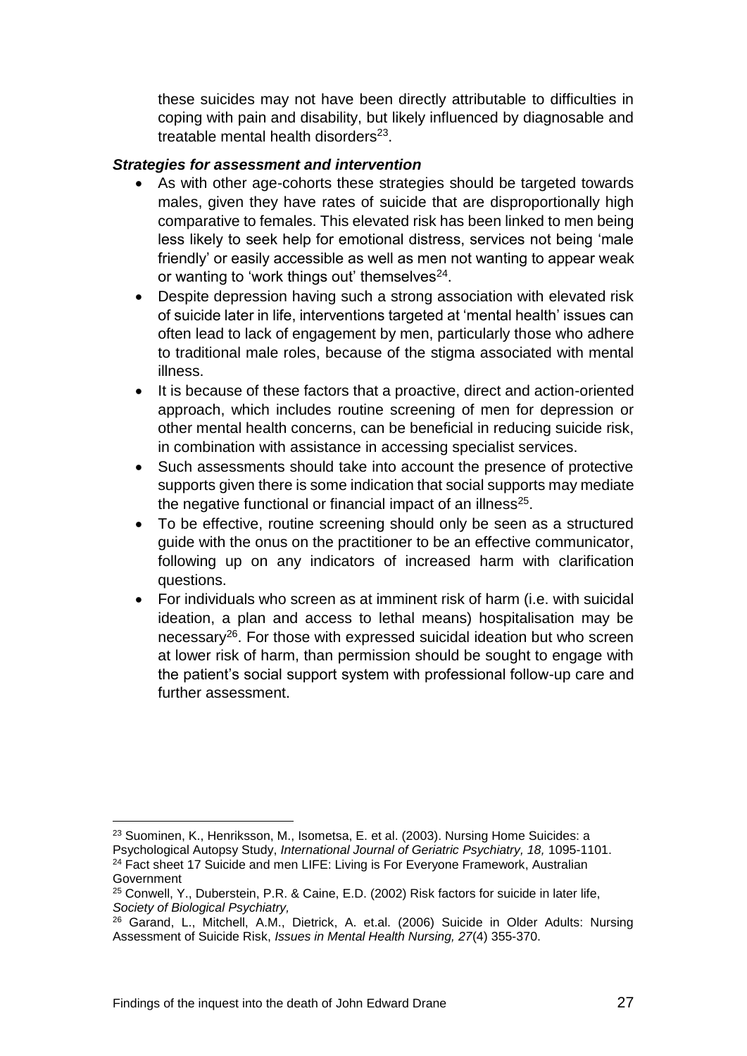these suicides may not have been directly attributable to difficulties in coping with pain and disability, but likely influenced by diagnosable and treatable mental health disorders[23].

***Strategies for assessment and intervention***

- As with other age-cohorts these strategies should be targeted towards males, given they have rates of suicide that are disproportionally high comparative to females. This elevated risk has been linked to men being less likely to seek help for emotional distress, services not being 'male friendly' or easily accessible as well as men not wanting to appear weak or wanting to 'work things out' themselves[24].
- Despite depression having such a strong association with elevated risk of suicide later in life, interventions targeted at 'mental health' issues can often lead to lack of engagement by men, particularly those who adhere to traditional male roles, because of the stigma associated with mental illness.
- It is because of these factors that a proactive, direct and action-oriented approach, which includes routine screening of men for depression or other mental health concerns, can be beneficial in reducing suicide risk, in combination with assistance in accessing specialist services.
- Such assessments should take into account the presence of protective supports given there is some indication that social supports may mediate the negative functional or financial impact of an illness[25].
- To be effective, routine screening should only be seen as a structured guide with the onus on the practitioner to be an effective communicator, following up on any indicators of increased harm with clarification questions.
- For individuals who screen as at imminent risk of harm (i.e. with suicidal ideation, a plan and access to lethal means) hospitalisation may be necessary[26]. For those with expressed suicidal ideation but who screen at lower risk of harm, than permission should be sought to engage with the patient's social support system with professional follow-up care and further assessment.

---

[23] Suominen, K., Henriksson, M., Isometsa, E. et al. (2003). Nursing Home Suicides: a Psychological Autopsy Study, *International Journal of Geriatric Psychiatry, 18,* 1095-1101.

[24] Fact sheet 17 Suicide and men LIFE: Living is For Everyone Framework, Australian Government

[25] Conwell, Y., Duberstein, P.R. & Caine, E.D. (2002) Risk factors for suicide in later life, *Society of Biological Psychiatry,*

[26] Garand, L., Mitchell, A.M., Dietrick, A. et.al. (2006) Suicide in Older Adults: Nursing Assessment of Suicide Risk, *Issues in Mental Health Nursing, 27*(4) 355-370.